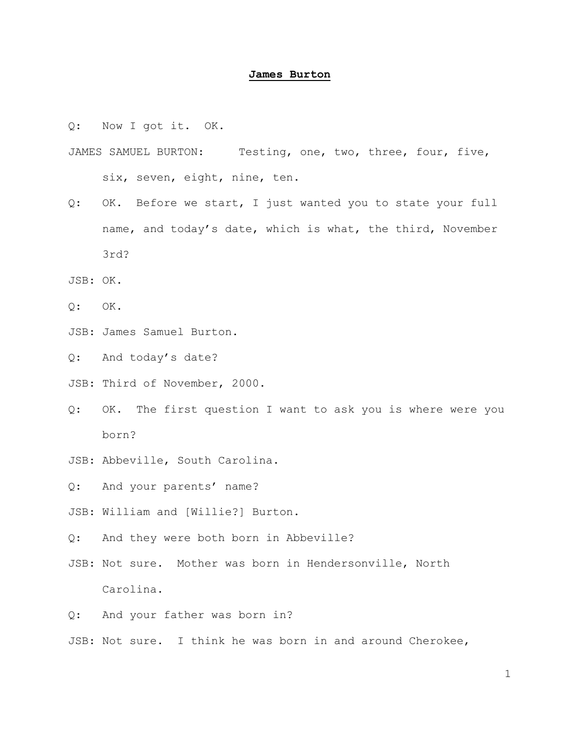# **James Burton**

Q: Now I got it. OK.

JAMES SAMUEL BURTON: Testing, one, two, three, four, five, six, seven, eight, nine, ten.

Q: OK. Before we start, I just wanted you to state your full name, and today's date, which is what, the third, November 3rd?

JSB: OK.

Q: OK.

JSB: James Samuel Burton.

Q: And today's date?

JSB: Third of November, 2000.

Q: OK. The first question I want to ask you is where were you born?

JSB: Abbeville, South Carolina.

Q: And your parents' name?

JSB: William and [Willie?] Burton.

Q: And they were both born in Abbeville?

JSB: Not sure. Mother was born in Hendersonville, North Carolina.

Q: And your father was born in?

JSB: Not sure. I think he was born in and around Cherokee,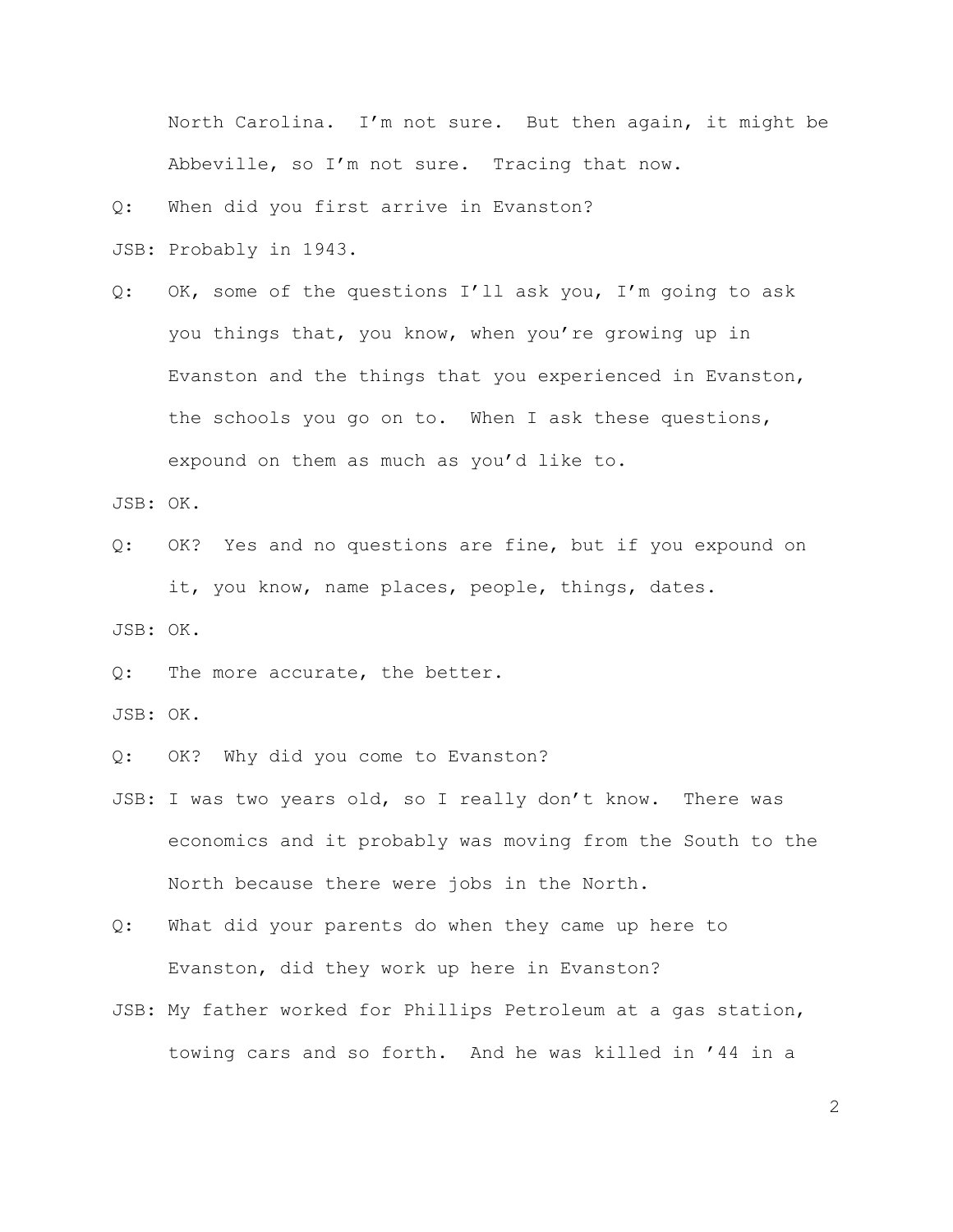North Carolina. I'm not sure. But then again, it might be Abbeville, so I'm not sure. Tracing that now.

Q: When did you first arrive in Evanston?

JSB: Probably in 1943.

Q: OK, some of the questions I'll ask you, I'm going to ask you things that, you know, when you're growing up in Evanston and the things that you experienced in Evanston, the schools you go on to. When I ask these questions, expound on them as much as you'd like to.

JSB: OK.

Q: OK? Yes and no questions are fine, but if you expound on it, you know, name places, people, things, dates.

JSB: OK.

Q: The more accurate, the better.

JSB: OK.

Q: OK? Why did you come to Evanston?

JSB: I was two years old, so I really don't know. There was economics and it probably was moving from the South to the North because there were jobs in the North.

Q: What did your parents do when they came up here to Evanston, did they work up here in Evanston?

JSB: My father worked for Phillips Petroleum at a gas station, towing cars and so forth. And he was killed in '44 in a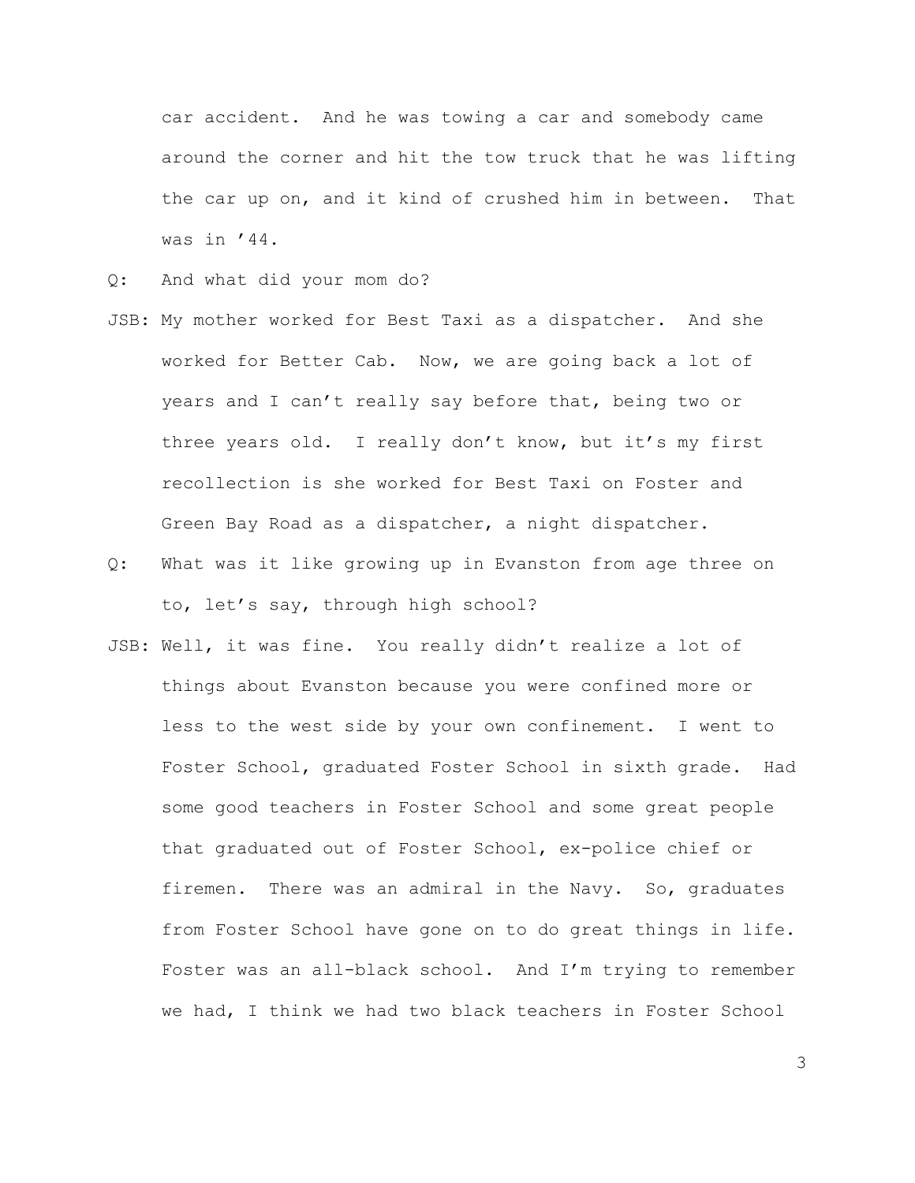car accident. And he was towing a car and somebody came around the corner and hit the tow truck that he was lifting the car up on, and it kind of crushed him in between. That was in ’44.

Q: And what did your mom do?

JSB: My mother worked for Best Taxi as a dispatcher. And she worked for Better Cab. Now, we are going back a lot of years and I can’t really say before that, being two or three years old. I really don’t know, but it’s my first recollection is she worked for Best Taxi on Foster and Green Bay Road as a dispatcher, a night dispatcher.

Q: What was it like growing up in Evanston from age three on to, let’s say, through high school?

JSB: Well, it was fine. You really didn’t realize a lot of things about Evanston because you were confined more or less to the west side by your own confinement. I went to Foster School, graduated Foster School in sixth grade. Had some good teachers in Foster School and some great people that graduated out of Foster School, ex-police chief or firemen. There was an admiral in the Navy. So, graduates from Foster School have gone on to do great things in life. Foster was an all-black school. And I’m trying to remember we had, I think we had two black teachers in Foster School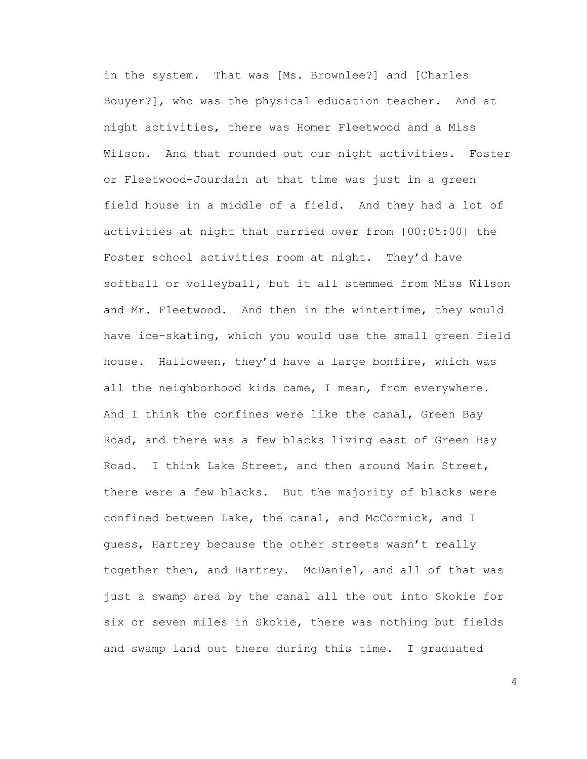in the system. That was [Ms. Brownlee?] and [Charles Bouyer?], who was the physical education teacher. And at night activities, there was Homer Fleetwood and a Miss Wilson. And that rounded out our night activities. Foster or Fleetwood-Jourdain at that time was just in a green field house in a middle of a field. And they had a lot of activities at night that carried over from [00:05:00] the Foster school activities room at night. They'd have softball or volleyball, but it all stemmed from Miss Wilson and Mr. Fleetwood. And then in the wintertime, they would have ice-skating, which you would use the small green field house. Halloween, they'd have a large bonfire, which was all the neighborhood kids came, I mean, from everywhere. And I think the confines were like the canal, Green Bay Road, and there was a few blacks living east of Green Bay Road. I think Lake Street, and then around Main Street, there were a few blacks. But the majority of blacks were confined between Lake, the canal, and McCormick, and I guess, Hartrey because the other streets wasn't really together then, and Hartrey. McDaniel, and all of that was just a swamp area by the canal all the out into Skokie for six or seven miles in Skokie, there was nothing but fields and swamp land out there during this time. I graduated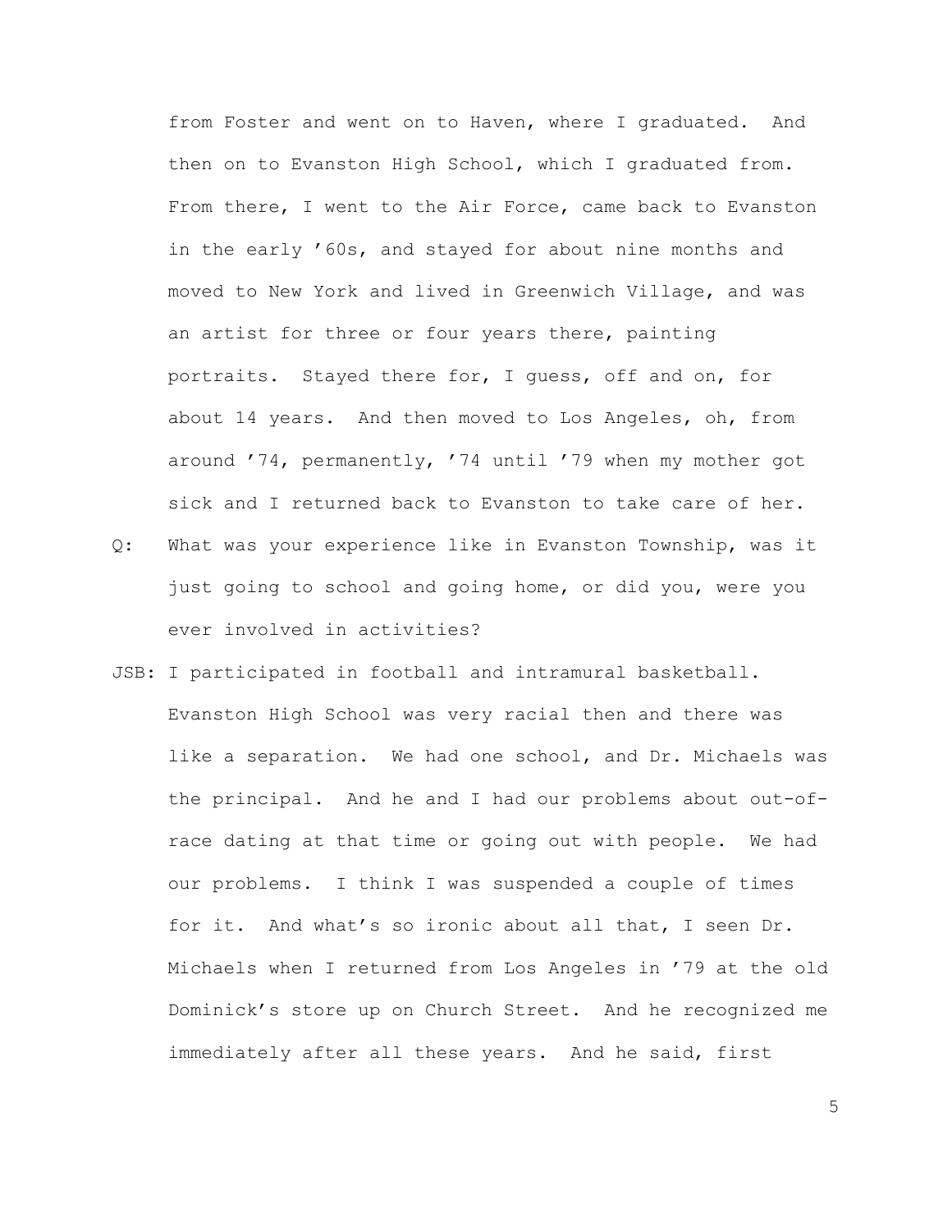from Foster and went on to Haven, where I graduated. And then on to Evanston High School, which I graduated from. From there, I went to the Air Force, came back to Evanston in the early ’60s, and stayed for about nine months and moved to New York and lived in Greenwich Village, and was an artist for three or four years there, painting portraits. Stayed there for, I guess, off and on, for about 14 years. And then moved to Los Angeles, oh, from around ’74, permanently, ’74 until ’79 when my mother got sick and I returned back to Evanston to take care of her.

Q: What was your experience like in Evanston Township, was it just going to school and going home, or did you, were you ever involved in activities?

JSB: I participated in football and intramural basketball. Evanston High School was very racial then and there was like a separation. We had one school, and Dr. Michaels was the principal. And he and I had our problems about out-of-race dating at that time or going out with people. We had our problems. I think I was suspended a couple of times for it. And what’s so ironic about all that, I seen Dr. Michaels when I returned from Los Angeles in ’79 at the old Dominick’s store up on Church Street. And he recognized me immediately after all these years. And he said, first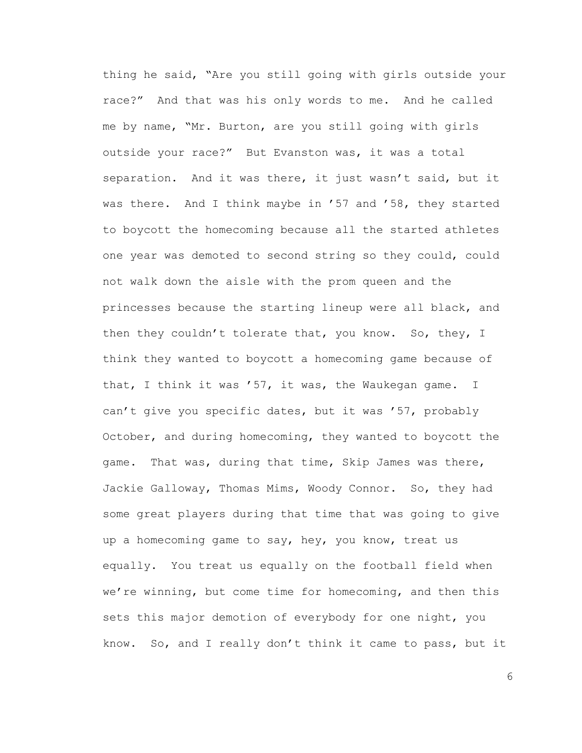thing he said, "Are you still going with girls outside your race?" And that was his only words to me. And he called me by name, "Mr. Burton, are you still going with girls outside your race?" But Evanston was, it was a total separation. And it was there, it just wasn't said, but it was there. And I think maybe in '57 and '58, they started to boycott the homecoming because all the started athletes one year was demoted to second string so they could, could not walk down the aisle with the prom queen and the princesses because the starting lineup were all black, and then they couldn't tolerate that, you know. So, they, I think they wanted to boycott a homecoming game because of that, I think it was '57, it was, the Waukegan game. I can't give you specific dates, but it was '57, probably October, and during homecoming, they wanted to boycott the game. That was, during that time, Skip James was there, Jackie Galloway, Thomas Mims, Woody Connor. So, they had some great players during that time that was going to give up a homecoming game to say, hey, you know, treat us equally. You treat us equally on the football field when we're winning, but come time for homecoming, and then this sets this major demotion of everybody for one night, you know. So, and I really don't think it came to pass, but it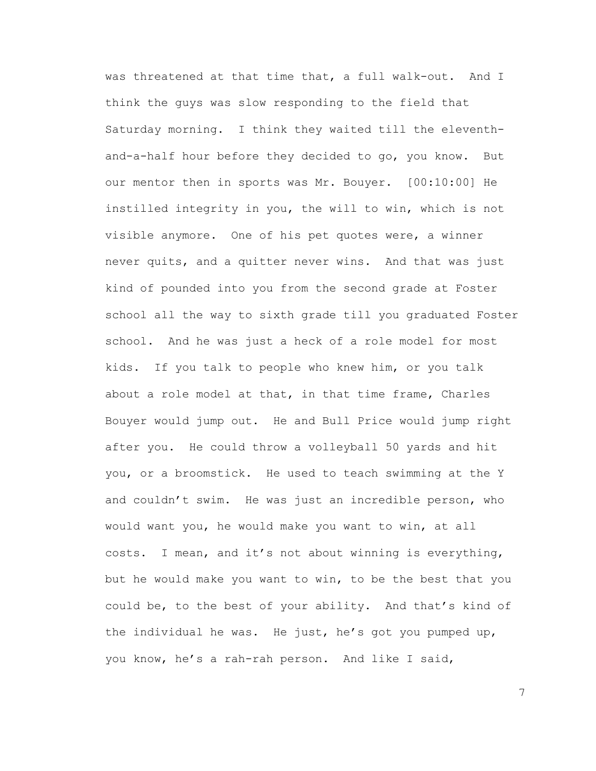was threatened at that time that, a full walk-out. And I think the guys was slow responding to the field that Saturday morning. I think they waited till the eleventh-and-a-half hour before they decided to go, you know. But our mentor then in sports was Mr. Bouyer. [00:10:00] He instilled integrity in you, the will to win, which is not visible anymore. One of his pet quotes were, a winner never quits, and a quitter never wins. And that was just kind of pounded into you from the second grade at Foster school all the way to sixth grade till you graduated Foster school. And he was just a heck of a role model for most kids. If you talk to people who knew him, or you talk about a role model at that, in that time frame, Charles Bouyer would jump out. He and Bull Price would jump right after you. He could throw a volleyball 50 yards and hit you, or a broomstick. He used to teach swimming at the Y and couldn't swim. He was just an incredible person, who would want you, he would make you want to win, at all costs. I mean, and it's not about winning is everything, but he would make you want to win, to be the best that you could be, to the best of your ability. And that's kind of the individual he was. He just, he's got you pumped up, you know, he's a rah-rah person. And like I said,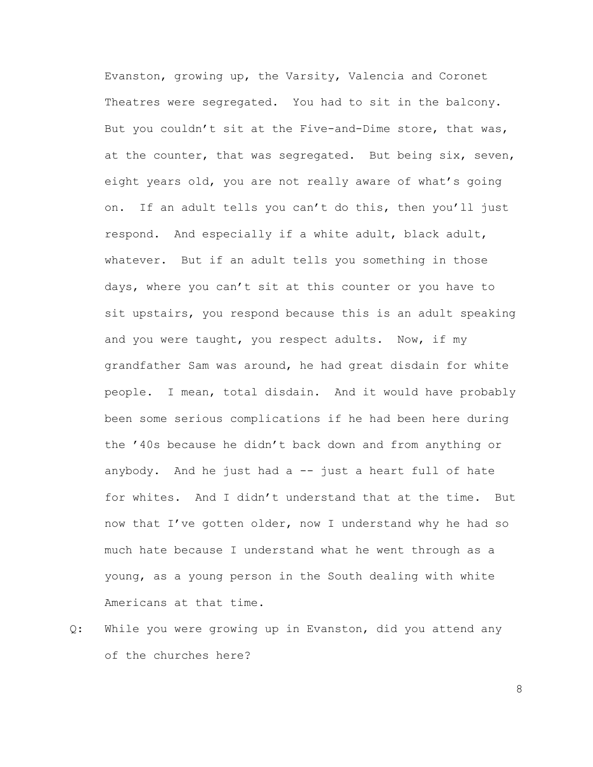Evanston, growing up, the Varsity, Valencia and Coronet Theatres were segregated. You had to sit in the balcony. But you couldn't sit at the Five-and-Dime store, that was, at the counter, that was segregated. But being six, seven, eight years old, you are not really aware of what's going on. If an adult tells you can't do this, then you'll just respond. And especially if a white adult, black adult, whatever. But if an adult tells you something in those days, where you can't sit at this counter or you have to sit upstairs, you respond because this is an adult speaking and you were taught, you respect adults. Now, if my grandfather Sam was around, he had great disdain for white people. I mean, total disdain. And it would have probably been some serious complications if he had been here during the '40s because he didn't back down and from anything or anybody. And he just had a -- just a heart full of hate for whites. And I didn't understand that at the time. But now that I've gotten older, now I understand why he had so much hate because I understand what he went through as a young, as a young person in the South dealing with white Americans at that time.

Q: While you were growing up in Evanston, did you attend any of the churches here?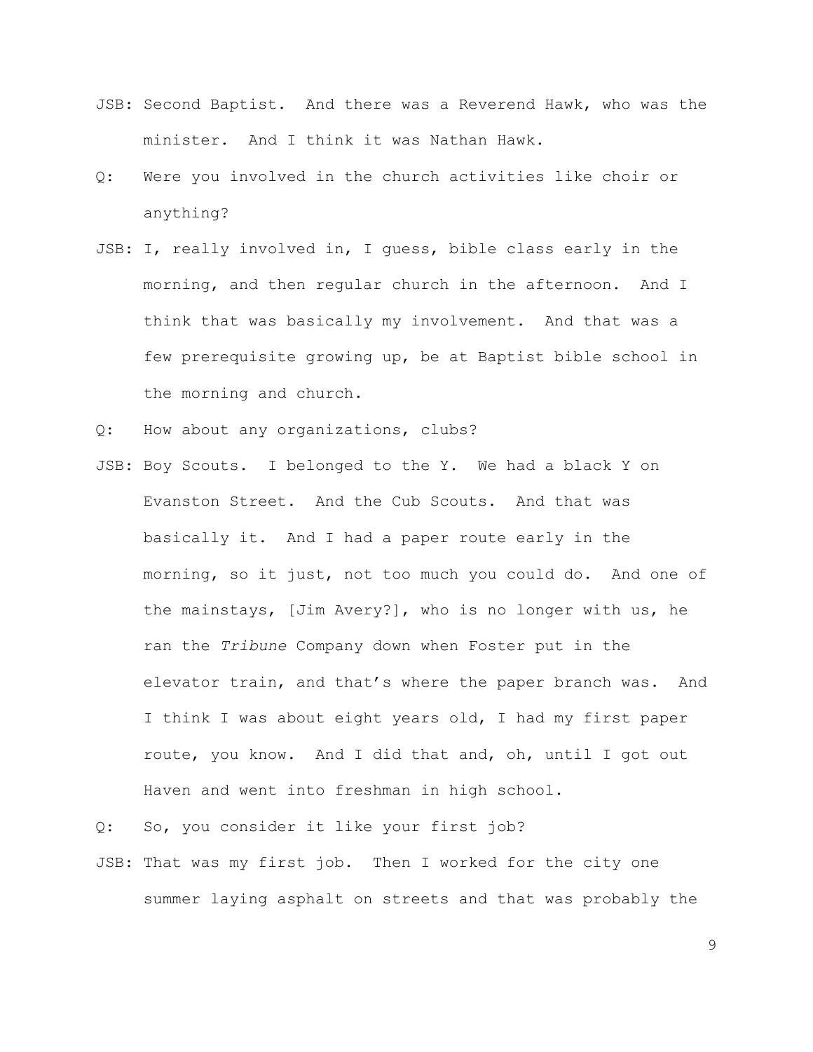JSB: Second Baptist. And there was a Reverend Hawk, who was the minister. And I think it was Nathan Hawk.

Q: Were you involved in the church activities like choir or anything?

JSB: I, really involved in, I guess, bible class early in the morning, and then regular church in the afternoon. And I think that was basically my involvement. And that was a few prerequisite growing up, be at Baptist bible school in the morning and church.

Q: How about any organizations, clubs?

JSB: Boy Scouts. I belonged to the Y. We had a black Y on Evanston Street. And the Cub Scouts. And that was basically it. And I had a paper route early in the morning, so it just, not too much you could do. And one of the mainstays, [Jim Avery?], who is no longer with us, he ran the *Tribune* Company down when Foster put in the elevator train, and that's where the paper branch was. And I think I was about eight years old, I had my first paper route, you know. And I did that and, oh, until I got out Haven and went into freshman in high school.

Q: So, you consider it like your first job?

JSB: That was my first job. Then I worked for the city one summer laying asphalt on streets and that was probably the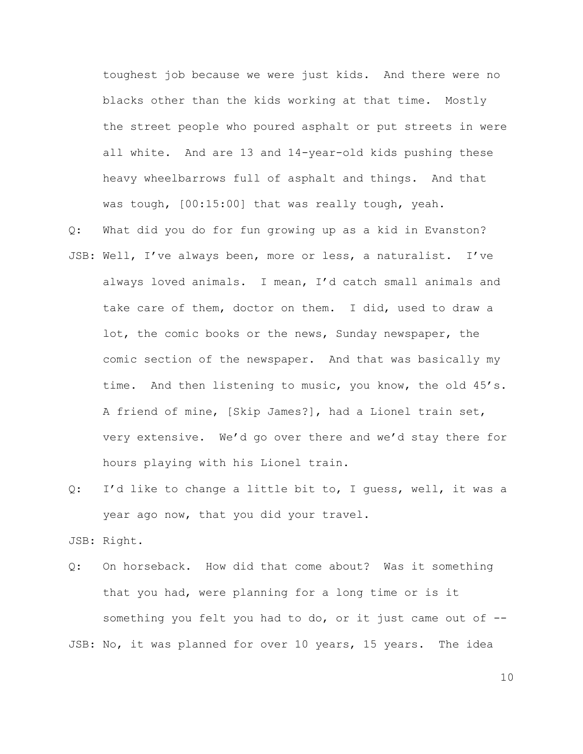toughest job because we were just kids. And there were no blacks other than the kids working at that time. Mostly the street people who poured asphalt or put streets in were all white. And are 13 and 14-year-old kids pushing these heavy wheelbarrows full of asphalt and things. And that was tough, [00:15:00] that was really tough, yeah.

Q: What did you do for fun growing up as a kid in Evanston?

JSB: Well, I've always been, more or less, a naturalist. I've always loved animals. I mean, I'd catch small animals and take care of them, doctor on them. I did, used to draw a lot, the comic books or the news, Sunday newspaper, the comic section of the newspaper. And that was basically my time. And then listening to music, you know, the old 45's. A friend of mine, [Skip James?], had a Lionel train set, very extensive. We'd go over there and we'd stay there for hours playing with his Lionel train.

Q: I'd like to change a little bit to, I guess, well, it was a year ago now, that you did your travel.

JSB: Right.

Q: On horseback. How did that come about? Was it something that you had, were planning for a long time or is it something you felt you had to do, or it just came out of --

JSB: No, it was planned for over 10 years, 15 years. The idea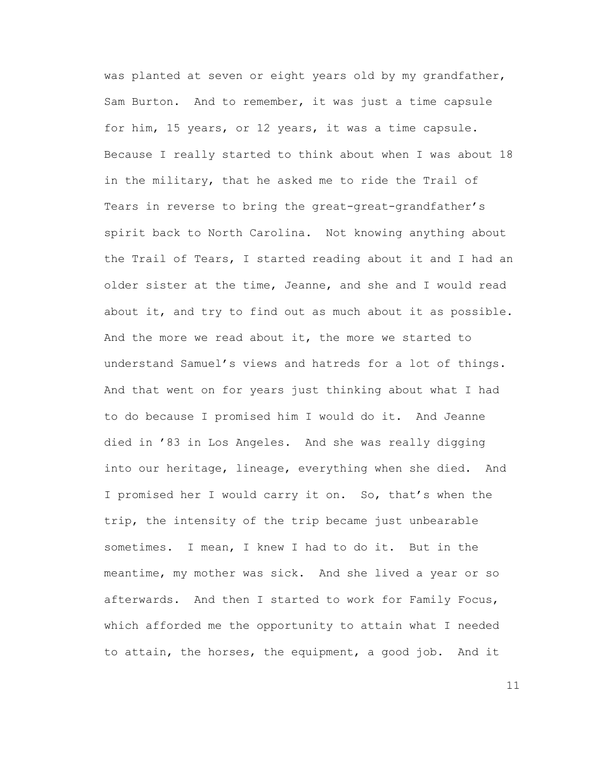was planted at seven or eight years old by my grandfather, Sam Burton. And to remember, it was just a time capsule for him, 15 years, or 12 years, it was a time capsule. Because I really started to think about when I was about 18 in the military, that he asked me to ride the Trail of Tears in reverse to bring the great-great-grandfather's spirit back to North Carolina. Not knowing anything about the Trail of Tears, I started reading about it and I had an older sister at the time, Jeanne, and she and I would read about it, and try to find out as much about it as possible. And the more we read about it, the more we started to understand Samuel's views and hatreds for a lot of things. And that went on for years just thinking about what I had to do because I promised him I would do it. And Jeanne died in '83 in Los Angeles. And she was really digging into our heritage, lineage, everything when she died. And I promised her I would carry it on. So, that's when the trip, the intensity of the trip became just unbearable sometimes. I mean, I knew I had to do it. But in the meantime, my mother was sick. And she lived a year or so afterwards. And then I started to work for Family Focus, which afforded me the opportunity to attain what I needed to attain, the horses, the equipment, a good job. And it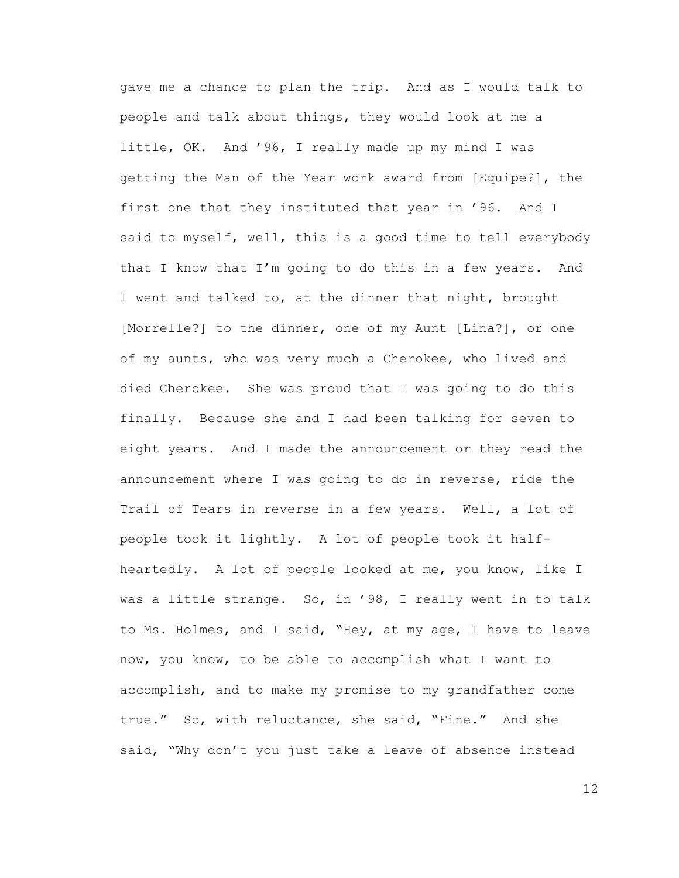gave me a chance to plan the trip. And as I would talk to people and talk about things, they would look at me a little, OK. And '96, I really made up my mind I was getting the Man of the Year work award from [Equipe?], the first one that they instituted that year in '96. And I said to myself, well, this is a good time to tell everybody that I know that I'm going to do this in a few years. And I went and talked to, at the dinner that night, brought [Morrelle?] to the dinner, one of my Aunt [Lina?], or one of my aunts, who was very much a Cherokee, who lived and died Cherokee. She was proud that I was going to do this finally. Because she and I had been talking for seven to eight years. And I made the announcement or they read the announcement where I was going to do in reverse, ride the Trail of Tears in reverse in a few years. Well, a lot of people took it lightly. A lot of people took it half-heartedly. A lot of people looked at me, you know, like I was a little strange. So, in '98, I really went in to talk to Ms. Holmes, and I said, "Hey, at my age, I have to leave now, you know, to be able to accomplish what I want to accomplish, and to make my promise to my grandfather come true." So, with reluctance, she said, "Fine." And she said, "Why don't you just take a leave of absence instead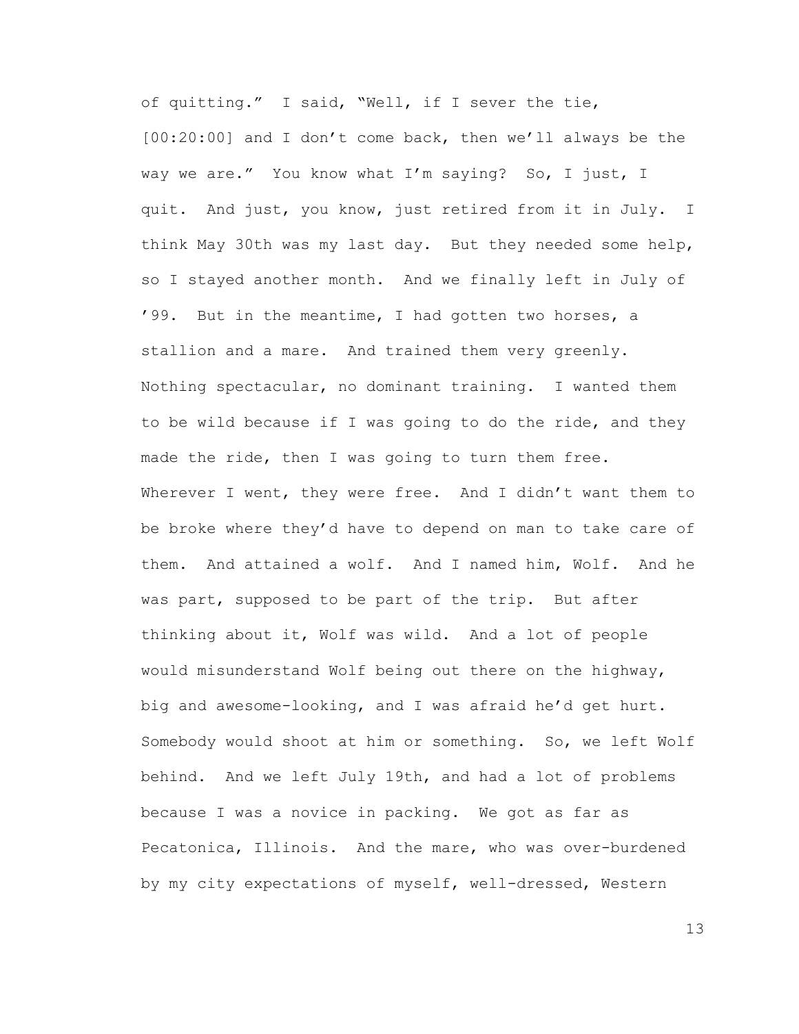of quitting." I said, "Well, if I sever the tie, [00:20:00] and I don't come back, then we'll always be the way we are." You know what I'm saying? So, I just, I quit. And just, you know, just retired from it in July. I think May 30th was my last day. But they needed some help, so I stayed another month. And we finally left in July of '99. But in the meantime, I had gotten two horses, a stallion and a mare. And trained them very greenly. Nothing spectacular, no dominant training. I wanted them to be wild because if I was going to do the ride, and they made the ride, then I was going to turn them free. Wherever I went, they were free. And I didn't want them to be broke where they'd have to depend on man to take care of them. And attained a wolf. And I named him, Wolf. And he was part, supposed to be part of the trip. But after thinking about it, Wolf was wild. And a lot of people would misunderstand Wolf being out there on the highway, big and awesome-looking, and I was afraid he'd get hurt. Somebody would shoot at him or something. So, we left Wolf behind. And we left July 19th, and had a lot of problems because I was a novice in packing. We got as far as Pecatonica, Illinois. And the mare, who was over-burdened by my city expectations of myself, well-dressed, Western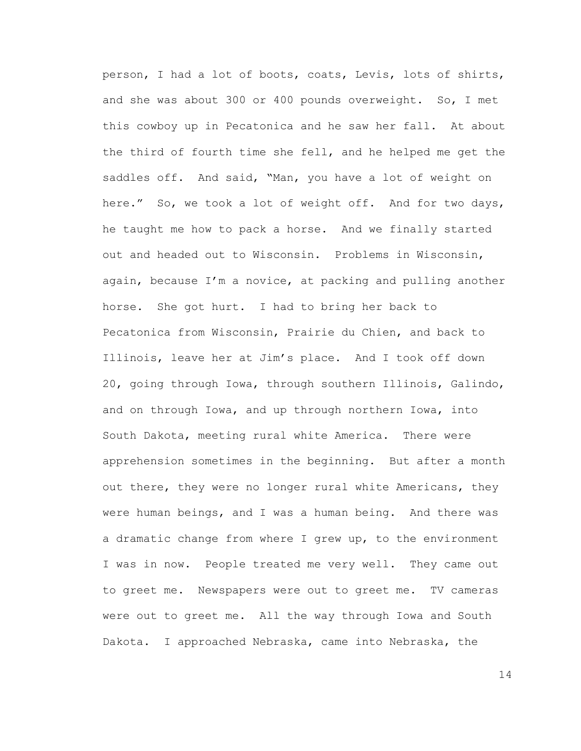person, I had a lot of boots, coats, Levis, lots of shirts, and she was about 300 or 400 pounds overweight. So, I met this cowboy up in Pecatonica and he saw her fall. At about the third of fourth time she fell, and he helped me get the saddles off. And said, "Man, you have a lot of weight on here." So, we took a lot of weight off. And for two days, he taught me how to pack a horse. And we finally started out and headed out to Wisconsin. Problems in Wisconsin, again, because I'm a novice, at packing and pulling another horse. She got hurt. I had to bring her back to Pecatonica from Wisconsin, Prairie du Chien, and back to Illinois, leave her at Jim's place. And I took off down 20, going through Iowa, through southern Illinois, Galindo, and on through Iowa, and up through northern Iowa, into South Dakota, meeting rural white America. There were apprehension sometimes in the beginning. But after a month out there, they were no longer rural white Americans, they were human beings, and I was a human being. And there was a dramatic change from where I grew up, to the environment I was in now. People treated me very well. They came out to greet me. Newspapers were out to greet me. TV cameras were out to greet me. All the way through Iowa and South Dakota. I approached Nebraska, came into Nebraska, the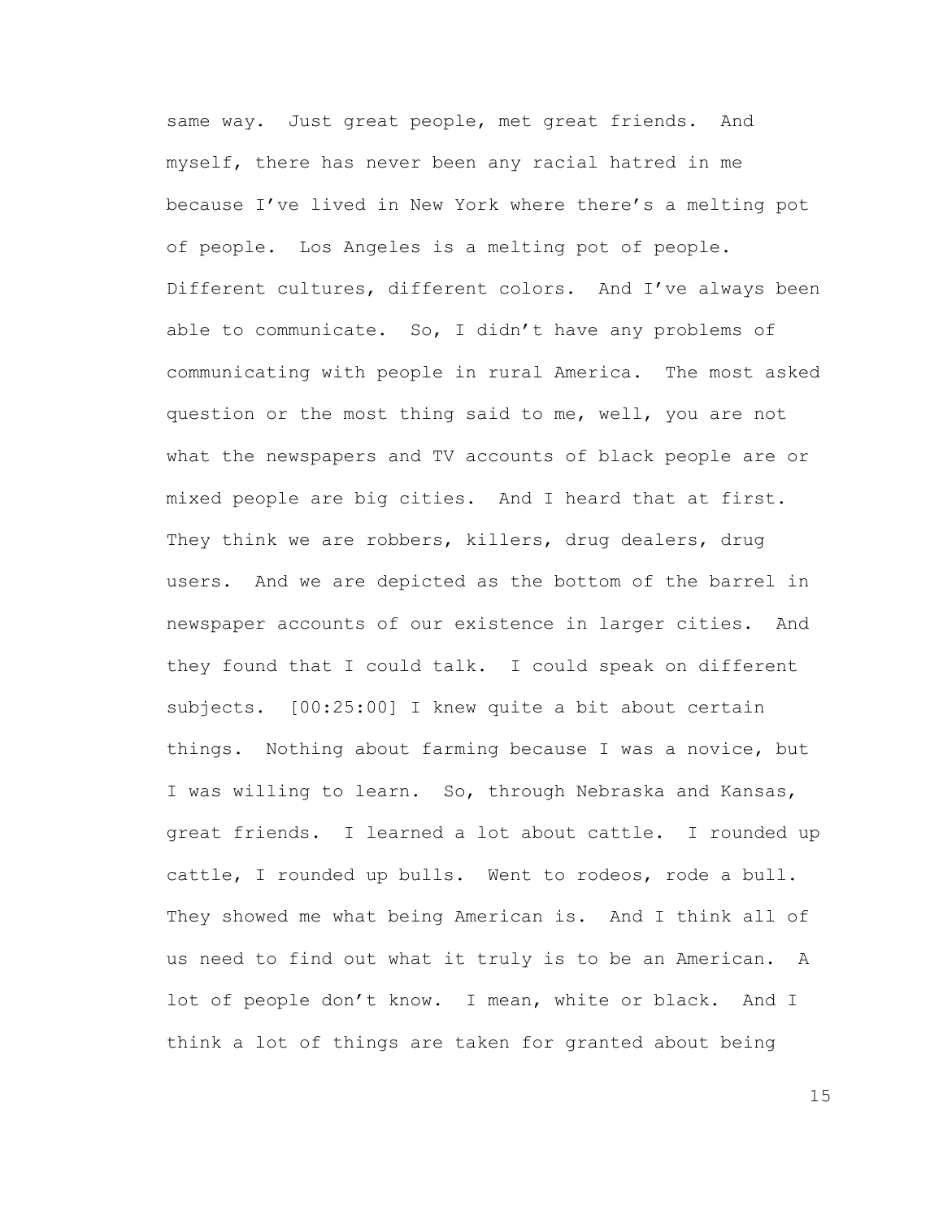same way. Just great people, met great friends. And myself, there has never been any racial hatred in me because I've lived in New York where there's a melting pot of people. Los Angeles is a melting pot of people. Different cultures, different colors. And I've always been able to communicate. So, I didn't have any problems of communicating with people in rural America. The most asked question or the most thing said to me, well, you are not what the newspapers and TV accounts of black people are or mixed people are big cities. And I heard that at first. They think we are robbers, killers, drug dealers, drug users. And we are depicted as the bottom of the barrel in newspaper accounts of our existence in larger cities. And they found that I could talk. I could speak on different subjects. [00:25:00] I knew quite a bit about certain things. Nothing about farming because I was a novice, but I was willing to learn. So, through Nebraska and Kansas, great friends. I learned a lot about cattle. I rounded up cattle, I rounded up bulls. Went to rodeos, rode a bull. They showed me what being American is. And I think all of us need to find out what it truly is to be an American. A lot of people don't know. I mean, white or black. And I think a lot of things are taken for granted about being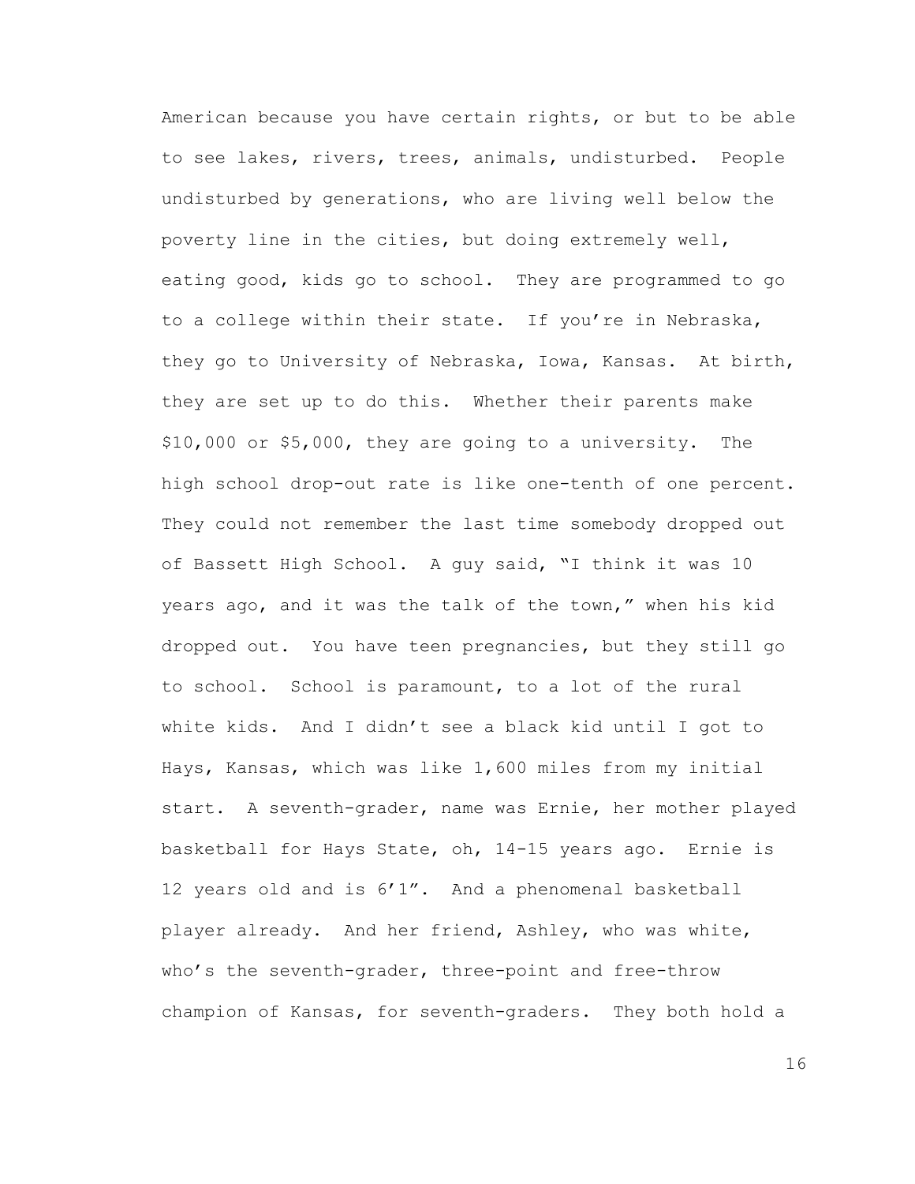American because you have certain rights, or but to be able to see lakes, rivers, trees, animals, undisturbed. People undisturbed by generations, who are living well below the poverty line in the cities, but doing extremely well, eating good, kids go to school. They are programmed to go to a college within their state. If you're in Nebraska, they go to University of Nebraska, Iowa, Kansas. At birth, they are set up to do this. Whether their parents make $10,000 or $5,000, they are going to a university. The high school drop-out rate is like one-tenth of one percent. They could not remember the last time somebody dropped out of Bassett High School. A guy said, "I think it was 10 years ago, and it was the talk of the town," when his kid dropped out. You have teen pregnancies, but they still go to school. School is paramount, to a lot of the rural white kids. And I didn't see a black kid until I got to Hays, Kansas, which was like 1,600 miles from my initial start. A seventh-grader, name was Ernie, her mother played basketball for Hays State, oh, 14-15 years ago. Ernie is 12 years old and is 6'1". And a phenomenal basketball player already. And her friend, Ashley, who was white, who's the seventh-grader, three-point and free-throw champion of Kansas, for seventh-graders. They both hold a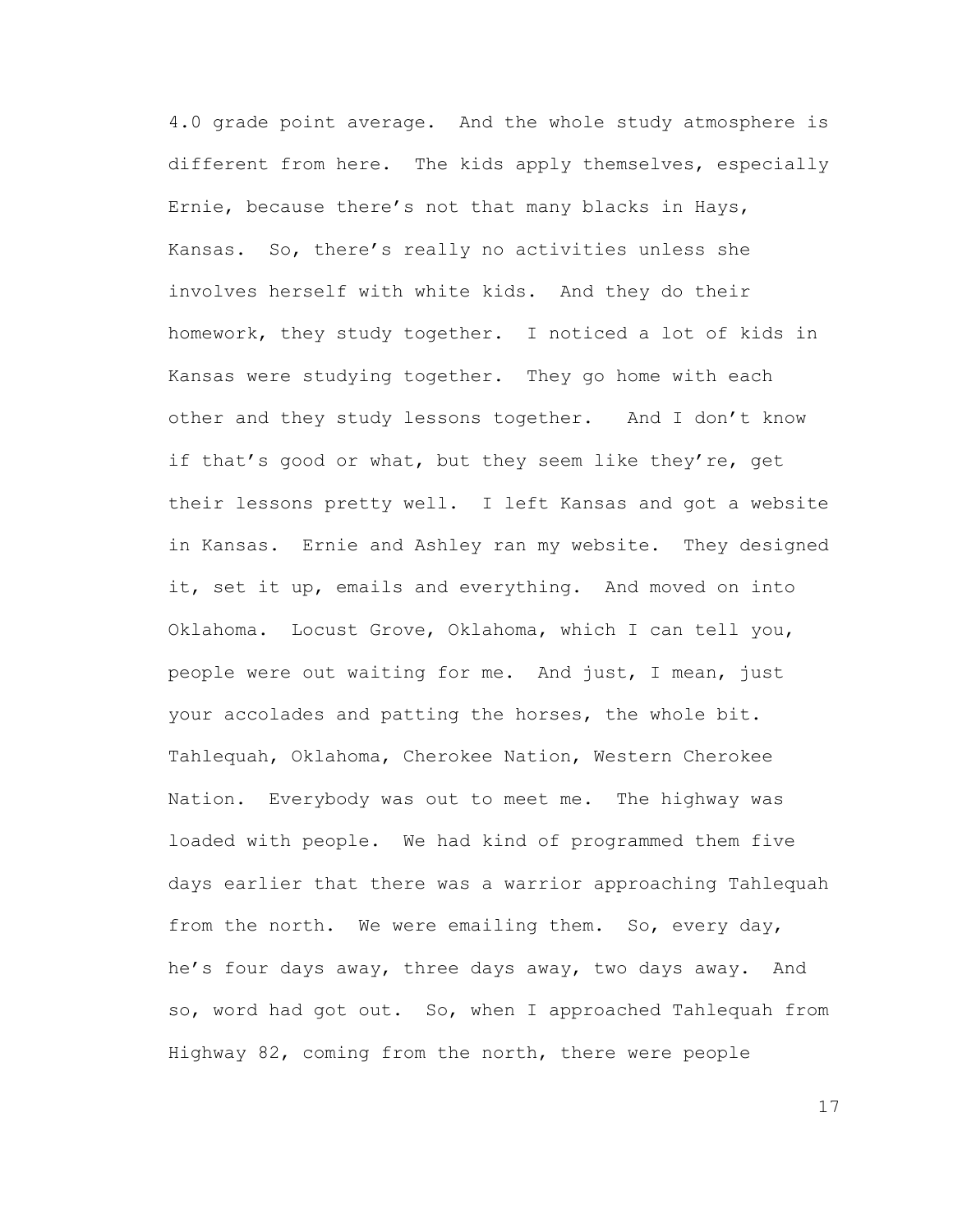4.0 grade point average. And the whole study atmosphere is different from here. The kids apply themselves, especially Ernie, because there's not that many blacks in Hays, Kansas. So, there's really no activities unless she involves herself with white kids. And they do their homework, they study together. I noticed a lot of kids in Kansas were studying together. They go home with each other and they study lessons together. And I don't know if that's good or what, but they seem like they're, get their lessons pretty well. I left Kansas and got a website in Kansas. Ernie and Ashley ran my website. They designed it, set it up, emails and everything. And moved on into Oklahoma. Locust Grove, Oklahoma, which I can tell you, people were out waiting for me. And just, I mean, just your accolades and patting the horses, the whole bit. Tahlequah, Oklahoma, Cherokee Nation, Western Cherokee Nation. Everybody was out to meet me. The highway was loaded with people. We had kind of programmed them five days earlier that there was a warrior approaching Tahlequah from the north. We were emailing them. So, every day, he's four days away, three days away, two days away. And so, word had got out. So, when I approached Tahlequah from Highway 82, coming from the north, there were people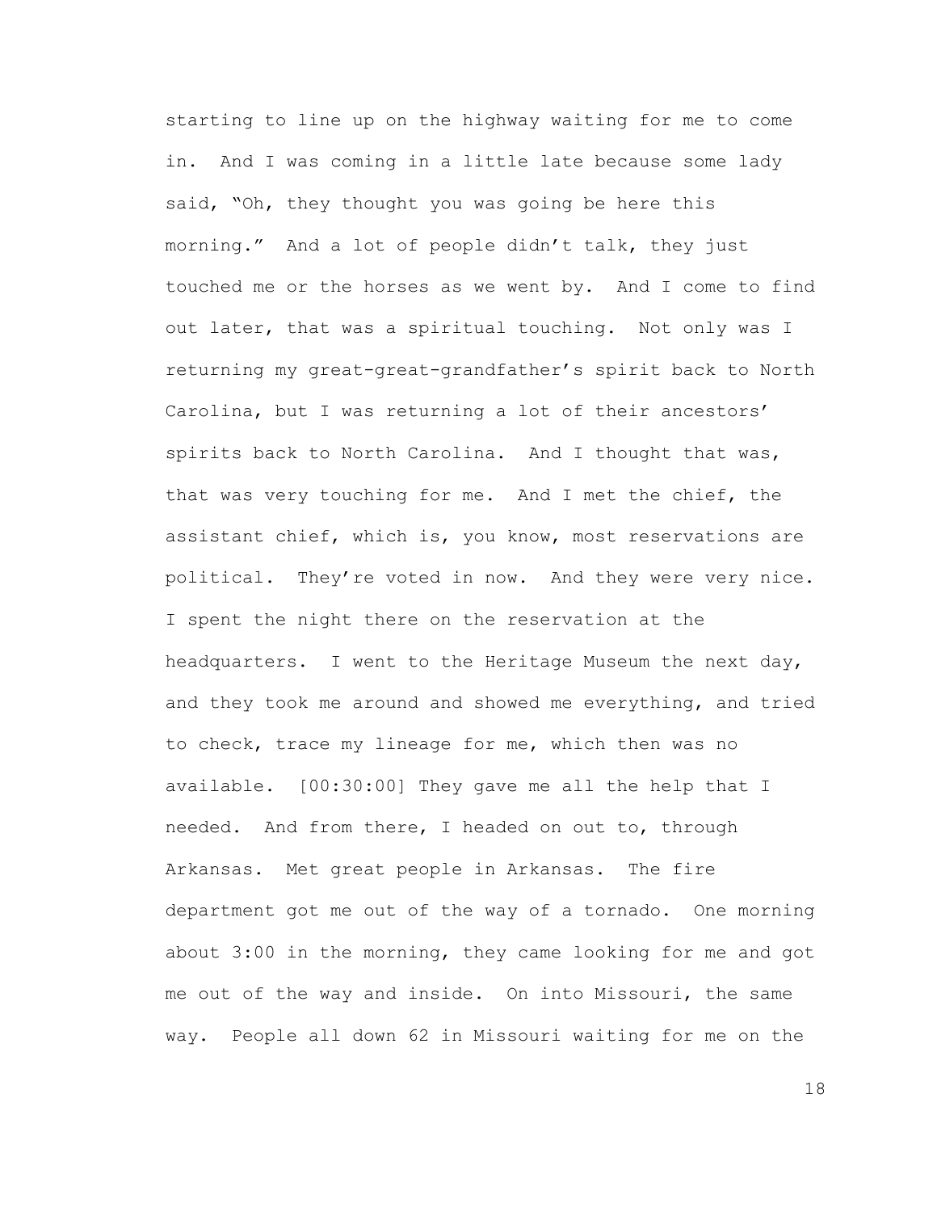starting to line up on the highway waiting for me to come in. And I was coming in a little late because some lady said, "Oh, they thought you was going be here this morning." And a lot of people didn't talk, they just touched me or the horses as we went by. And I come to find out later, that was a spiritual touching. Not only was I returning my great-great-grandfather's spirit back to North Carolina, but I was returning a lot of their ancestors' spirits back to North Carolina. And I thought that was, that was very touching for me. And I met the chief, the assistant chief, which is, you know, most reservations are political. They're voted in now. And they were very nice. I spent the night there on the reservation at the headquarters. I went to the Heritage Museum the next day, and they took me around and showed me everything, and tried to check, trace my lineage for me, which then was no available. [00:30:00] They gave me all the help that I needed. And from there, I headed on out to, through Arkansas. Met great people in Arkansas. The fire department got me out of the way of a tornado. One morning about 3:00 in the morning, they came looking for me and got me out of the way and inside. On into Missouri, the same way. People all down 62 in Missouri waiting for me on the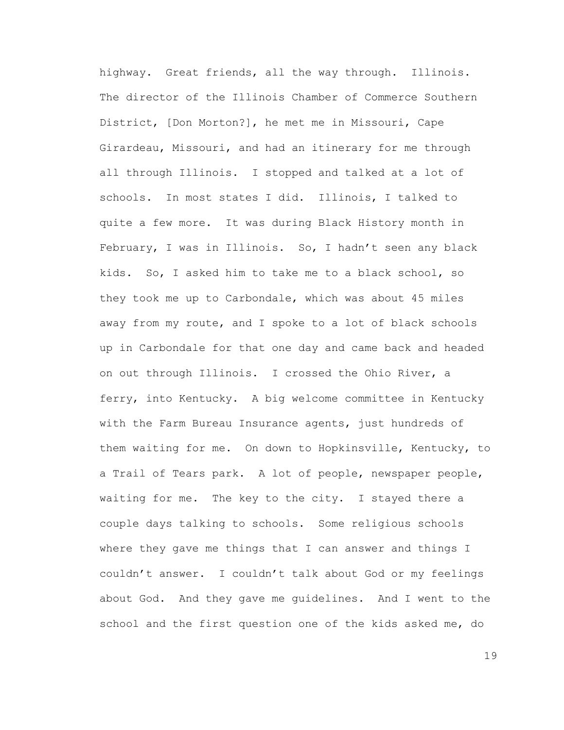highway. Great friends, all the way through. Illinois. The director of the Illinois Chamber of Commerce Southern District, [Don Morton?], he met me in Missouri, Cape Girardeau, Missouri, and had an itinerary for me through all through Illinois. I stopped and talked at a lot of schools. In most states I did. Illinois, I talked to quite a few more. It was during Black History month in February, I was in Illinois. So, I hadn't seen any black kids. So, I asked him to take me to a black school, so they took me up to Carbondale, which was about 45 miles away from my route, and I spoke to a lot of black schools up in Carbondale for that one day and came back and headed on out through Illinois. I crossed the Ohio River, a ferry, into Kentucky. A big welcome committee in Kentucky with the Farm Bureau Insurance agents, just hundreds of them waiting for me. On down to Hopkinsville, Kentucky, to a Trail of Tears park. A lot of people, newspaper people, waiting for me. The key to the city. I stayed there a couple days talking to schools. Some religious schools where they gave me things that I can answer and things I couldn't answer. I couldn't talk about God or my feelings about God. And they gave me guidelines. And I went to the school and the first question one of the kids asked me, do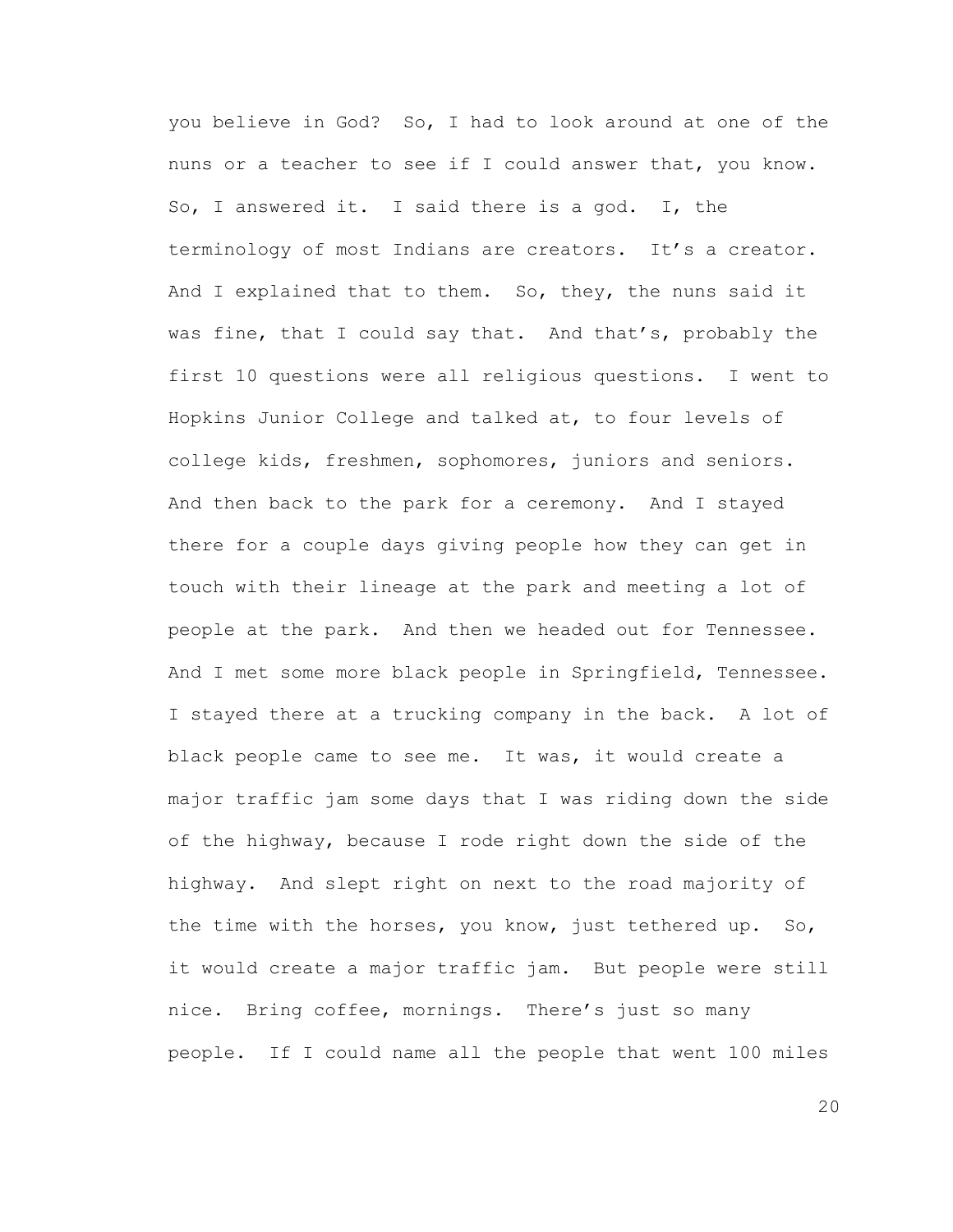you believe in God? So, I had to look around at one of the nuns or a teacher to see if I could answer that, you know. So, I answered it. I said there is a god. I, the terminology of most Indians are creators. It's a creator. And I explained that to them. So, they, the nuns said it was fine, that I could say that. And that's, probably the first 10 questions were all religious questions. I went to Hopkins Junior College and talked at, to four levels of college kids, freshmen, sophomores, juniors and seniors. And then back to the park for a ceremony. And I stayed there for a couple days giving people how they can get in touch with their lineage at the park and meeting a lot of people at the park. And then we headed out for Tennessee. And I met some more black people in Springfield, Tennessee. I stayed there at a trucking company in the back. A lot of black people came to see me. It was, it would create a major traffic jam some days that I was riding down the side of the highway, because I rode right down the side of the highway. And slept right on next to the road majority of the time with the horses, you know, just tethered up. So, it would create a major traffic jam. But people were still nice. Bring coffee, mornings. There's just so many people. If I could name all the people that went 100 miles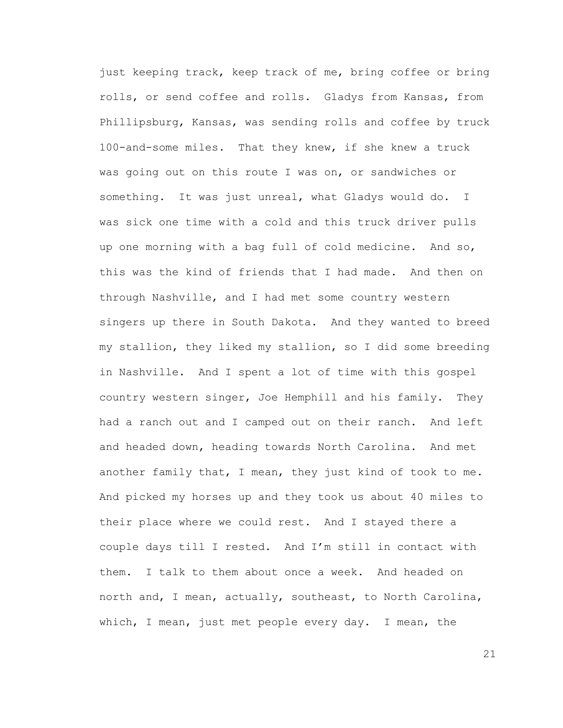just keeping track, keep track of me, bring coffee or bring rolls, or send coffee and rolls. Gladys from Kansas, from Phillipsburg, Kansas, was sending rolls and coffee by truck 100-and-some miles. That they knew, if she knew a truck was going out on this route I was on, or sandwiches or something. It was just unreal, what Gladys would do. I was sick one time with a cold and this truck driver pulls up one morning with a bag full of cold medicine. And so, this was the kind of friends that I had made. And then on through Nashville, and I had met some country western singers up there in South Dakota. And they wanted to breed my stallion, they liked my stallion, so I did some breeding in Nashville. And I spent a lot of time with this gospel country western singer, Joe Hemphill and his family. They had a ranch out and I camped out on their ranch. And left and headed down, heading towards North Carolina. And met another family that, I mean, they just kind of took to me. And picked my horses up and they took us about 40 miles to their place where we could rest. And I stayed there a couple days till I rested. And I'm still in contact with them. I talk to them about once a week. And headed on north and, I mean, actually, southeast, to North Carolina, which, I mean, just met people every day. I mean, the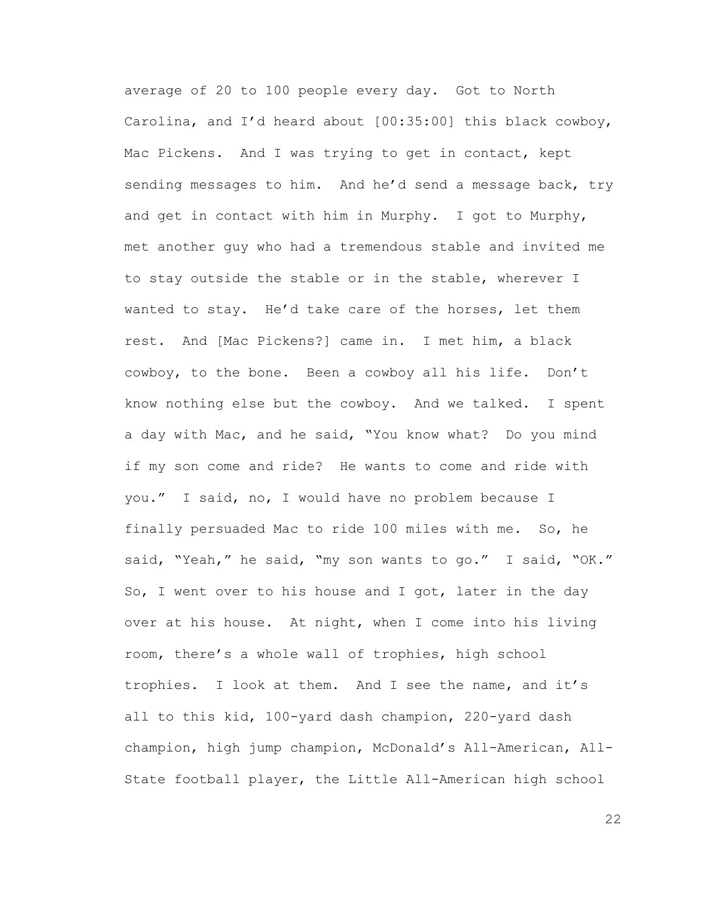average of 20 to 100 people every day. Got to North Carolina, and I'd heard about [00:35:00] this black cowboy, Mac Pickens. And I was trying to get in contact, kept sending messages to him. And he'd send a message back, try and get in contact with him in Murphy. I got to Murphy, met another guy who had a tremendous stable and invited me to stay outside the stable or in the stable, wherever I wanted to stay. He'd take care of the horses, let them rest. And [Mac Pickens?] came in. I met him, a black cowboy, to the bone. Been a cowboy all his life. Don't know nothing else but the cowboy. And we talked. I spent a day with Mac, and he said, "You know what? Do you mind if my son come and ride? He wants to come and ride with you." I said, no, I would have no problem because I finally persuaded Mac to ride 100 miles with me. So, he said, "Yeah," he said, "my son wants to go." I said, "OK." So, I went over to his house and I got, later in the day over at his house. At night, when I come into his living room, there's a whole wall of trophies, high school trophies. I look at them. And I see the name, and it's all to this kid, 100-yard dash champion, 220-yard dash champion, high jump champion, McDonald's All-American, All-State football player, the Little All-American high school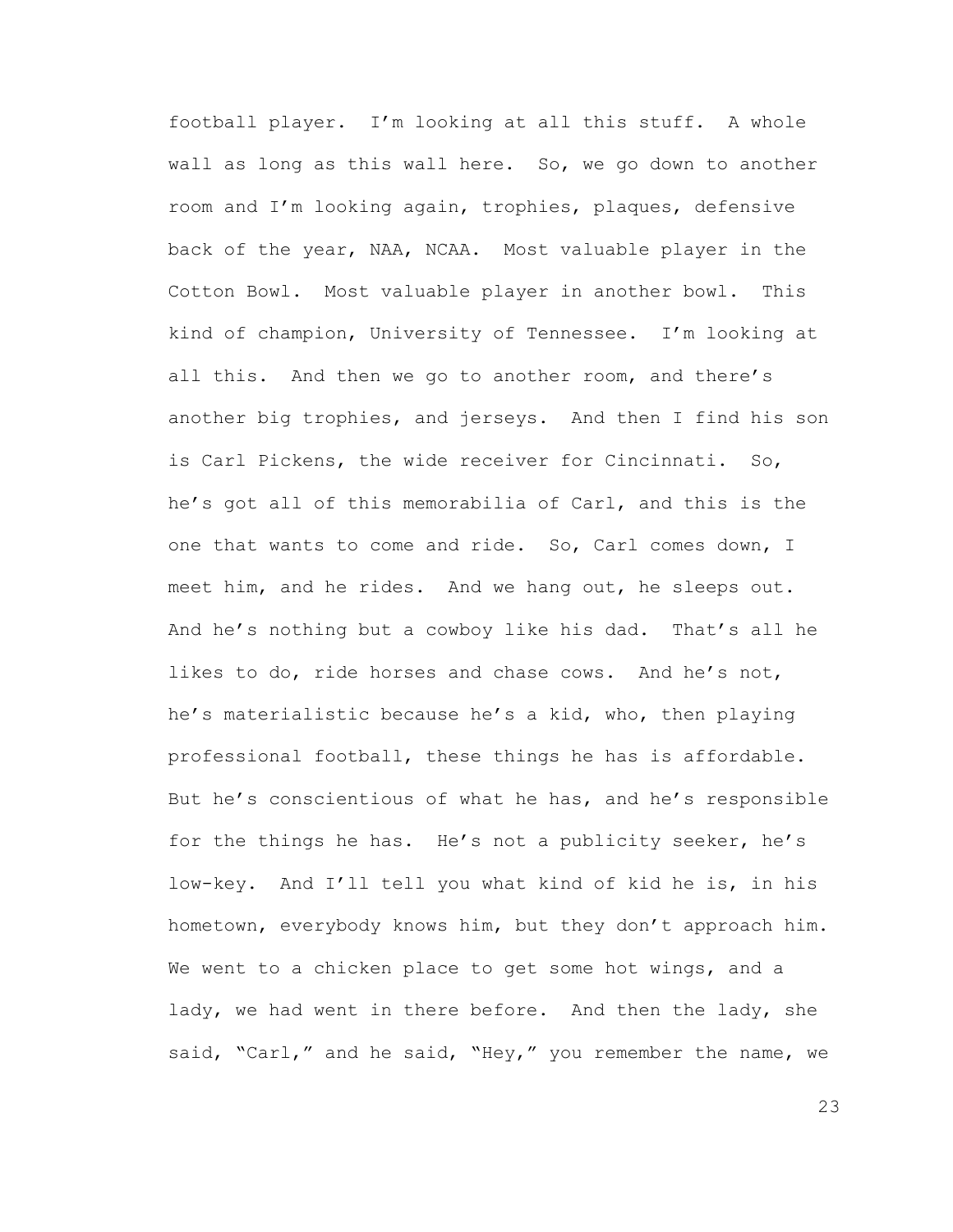football player. I'm looking at all this stuff. A whole wall as long as this wall here. So, we go down to another room and I'm looking again, trophies, plaques, defensive back of the year, NAA, NCAA. Most valuable player in the Cotton Bowl. Most valuable player in another bowl. This kind of champion, University of Tennessee. I'm looking at all this. And then we go to another room, and there's another big trophies, and jerseys. And then I find his son is Carl Pickens, the wide receiver for Cincinnati. So, he's got all of this memorabilia of Carl, and this is the one that wants to come and ride. So, Carl comes down, I meet him, and he rides. And we hang out, he sleeps out. And he's nothing but a cowboy like his dad. That's all he likes to do, ride horses and chase cows. And he's not, he's materialistic because he's a kid, who, then playing professional football, these things he has is affordable. But he's conscientious of what he has, and he's responsible for the things he has. He's not a publicity seeker, he's low-key. And I'll tell you what kind of kid he is, in his hometown, everybody knows him, but they don't approach him. We went to a chicken place to get some hot wings, and a lady, we had went in there before. And then the lady, she said, "Carl," and he said, "Hey," you remember the name, we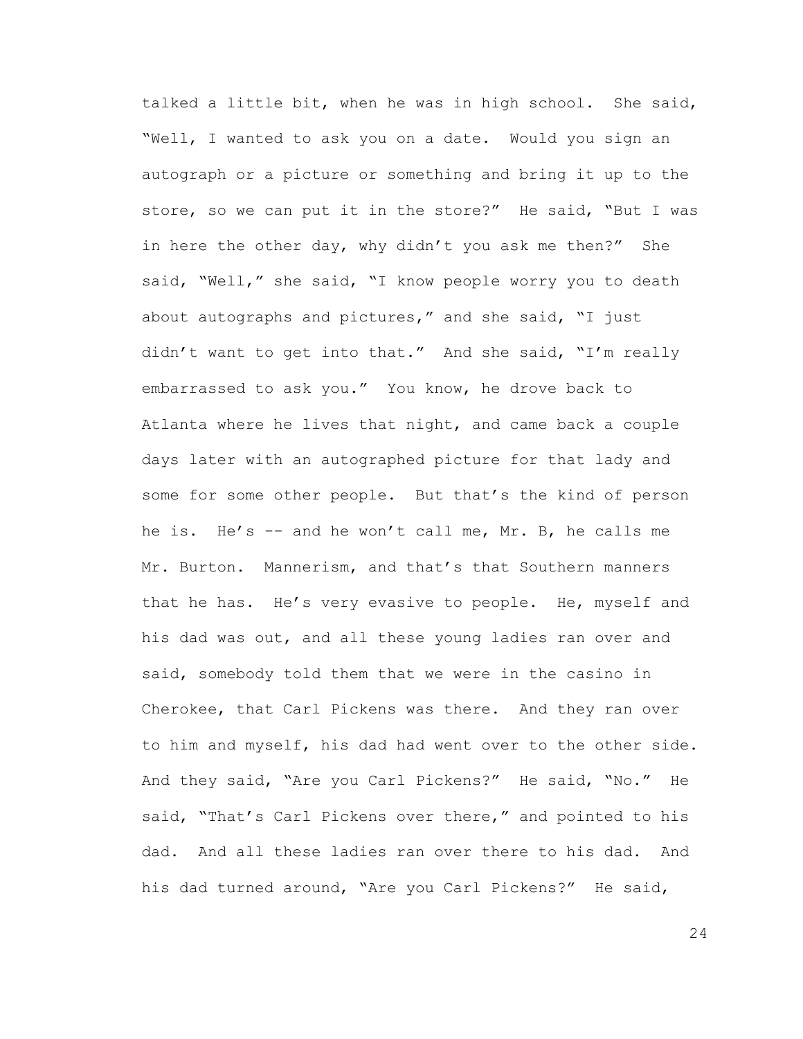talked a little bit, when he was in high school. She said, "Well, I wanted to ask you on a date. Would you sign an autograph or a picture or something and bring it up to the store, so we can put it in the store?" He said, "But I was in here the other day, why didn't you ask me then?" She said, "Well," she said, "I know people worry you to death about autographs and pictures," and she said, "I just didn't want to get into that." And she said, "I'm really embarrassed to ask you." You know, he drove back to Atlanta where he lives that night, and came back a couple days later with an autographed picture for that lady and some for some other people. But that's the kind of person he is. He's -- and he won't call me, Mr. B, he calls me Mr. Burton. Mannerism, and that's that Southern manners that he has. He's very evasive to people. He, myself and his dad was out, and all these young ladies ran over and said, somebody told them that we were in the casino in Cherokee, that Carl Pickens was there. And they ran over to him and myself, his dad had went over to the other side. And they said, "Are you Carl Pickens?" He said, "No." He said, "That's Carl Pickens over there," and pointed to his dad. And all these ladies ran over there to his dad. And his dad turned around, "Are you Carl Pickens?" He said,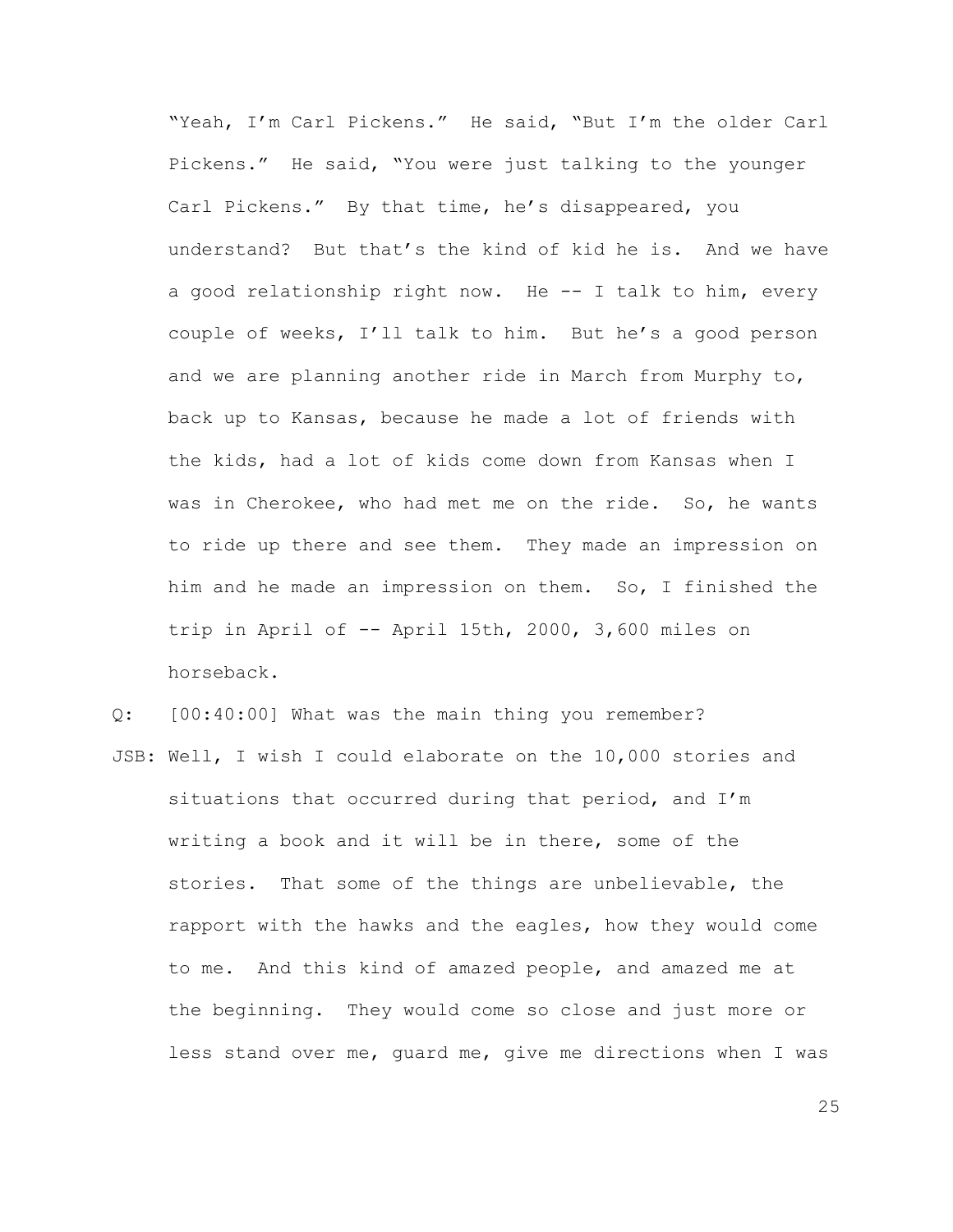"Yeah, I'm Carl Pickens." He said, "But I'm the older Carl Pickens." He said, "You were just talking to the younger Carl Pickens." By that time, he's disappeared, you understand? But that's the kind of kid he is. And we have a good relationship right now. He -- I talk to him, every couple of weeks, I'll talk to him. But he's a good person and we are planning another ride in March from Murphy to, back up to Kansas, because he made a lot of friends with the kids, had a lot of kids come down from Kansas when I was in Cherokee, who had met me on the ride. So, he wants to ride up there and see them. They made an impression on him and he made an impression on them. So, I finished the trip in April of -- April 15th, 2000, 3,600 miles on horseback.

Q: [00:40:00] What was the main thing you remember?

JSB: Well, I wish I could elaborate on the 10,000 stories and situations that occurred during that period, and I'm writing a book and it will be in there, some of the stories. That some of the things are unbelievable, the rapport with the hawks and the eagles, how they would come to me. And this kind of amazed people, and amazed me at the beginning. They would come so close and just more or less stand over me, guard me, give me directions when I was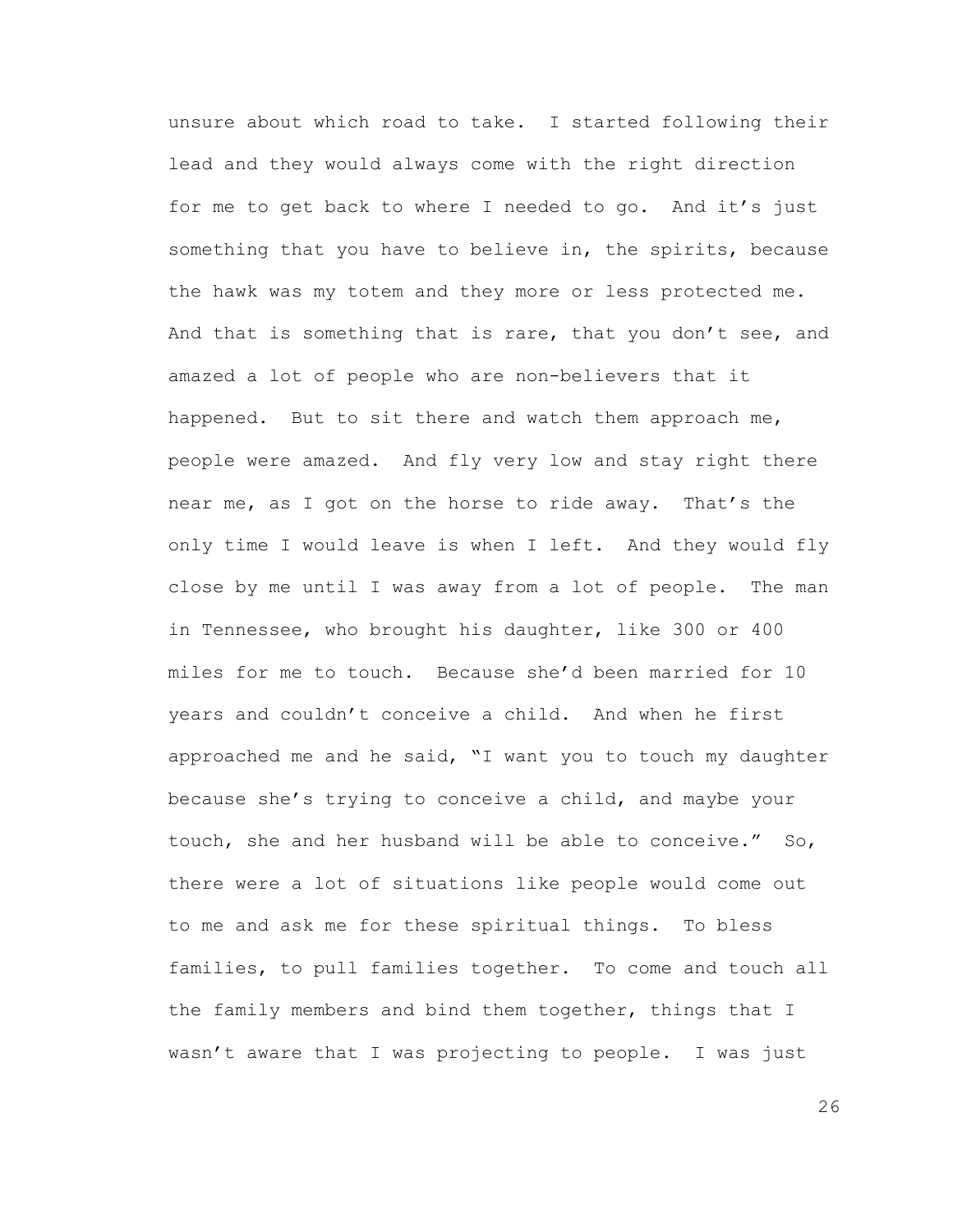unsure about which road to take. I started following their lead and they would always come with the right direction for me to get back to where I needed to go. And it's just something that you have to believe in, the spirits, because the hawk was my totem and they more or less protected me. And that is something that is rare, that you don't see, and amazed a lot of people who are non-believers that it happened. But to sit there and watch them approach me, people were amazed. And fly very low and stay right there near me, as I got on the horse to ride away. That's the only time I would leave is when I left. And they would fly close by me until I was away from a lot of people. The man in Tennessee, who brought his daughter, like 300 or 400 miles for me to touch. Because she'd been married for 10 years and couldn't conceive a child. And when he first approached me and he said, "I want you to touch my daughter because she's trying to conceive a child, and maybe your touch, she and her husband will be able to conceive." So, there were a lot of situations like people would come out to me and ask me for these spiritual things. To bless families, to pull families together. To come and touch all the family members and bind them together, things that I wasn't aware that I was projecting to people. I was just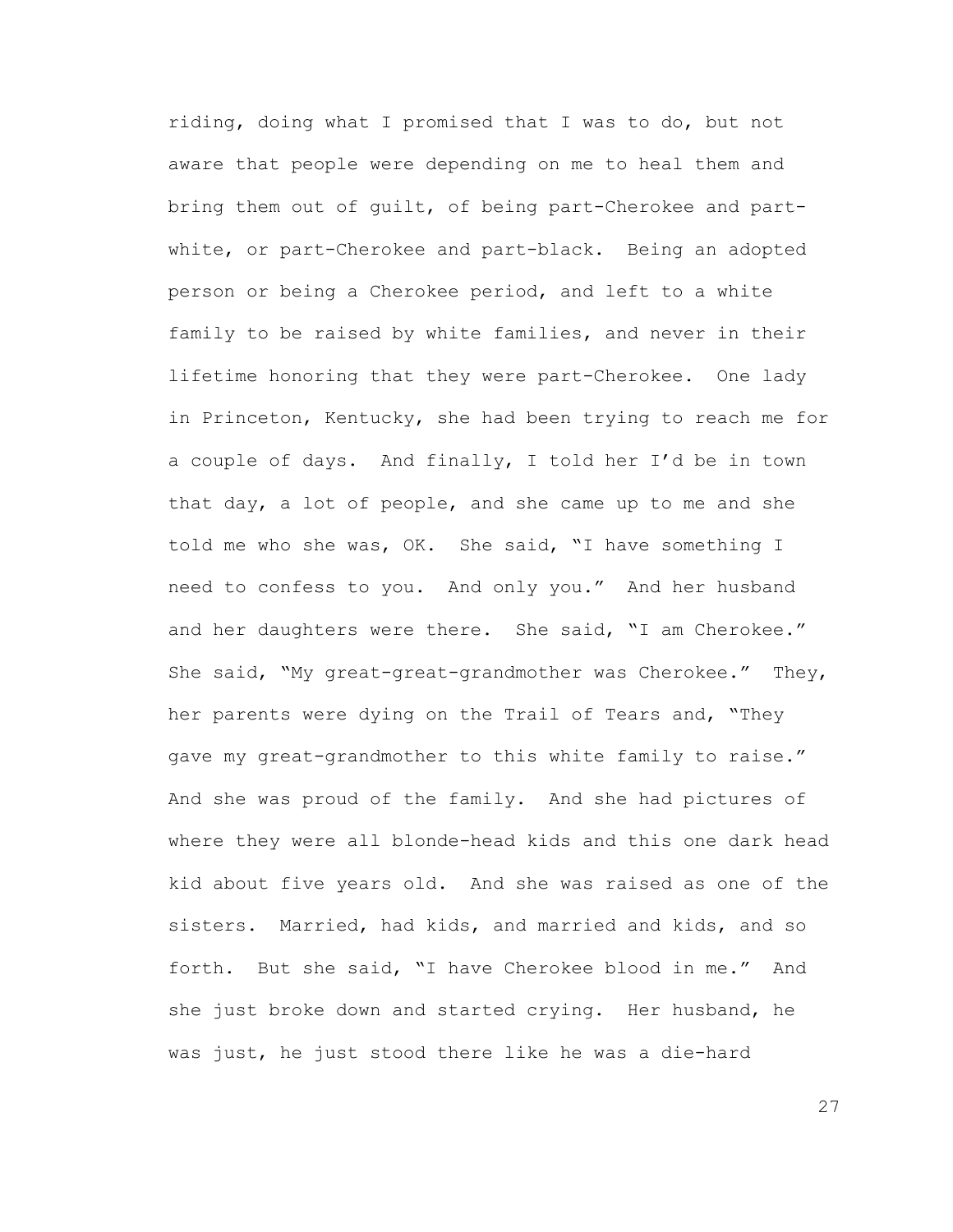riding, doing what I promised that I was to do, but not aware that people were depending on me to heal them and bring them out of guilt, of being part-Cherokee and part-white, or part-Cherokee and part-black. Being an adopted person or being a Cherokee period, and left to a white family to be raised by white families, and never in their lifetime honoring that they were part-Cherokee. One lady in Princeton, Kentucky, she had been trying to reach me for a couple of days. And finally, I told her I'd be in town that day, a lot of people, and she came up to me and she told me who she was, OK. She said, "I have something I need to confess to you. And only you." And her husband and her daughters were there. She said, "I am Cherokee." She said, "My great-great-grandmother was Cherokee." They, her parents were dying on the Trail of Tears and, "They gave my great-grandmother to this white family to raise." And she was proud of the family. And she had pictures of where they were all blonde-head kids and this one dark head kid about five years old. And she was raised as one of the sisters. Married, had kids, and married and kids, and so forth. But she said, "I have Cherokee blood in me." And she just broke down and started crying. Her husband, he was just, he just stood there like he was a die-hard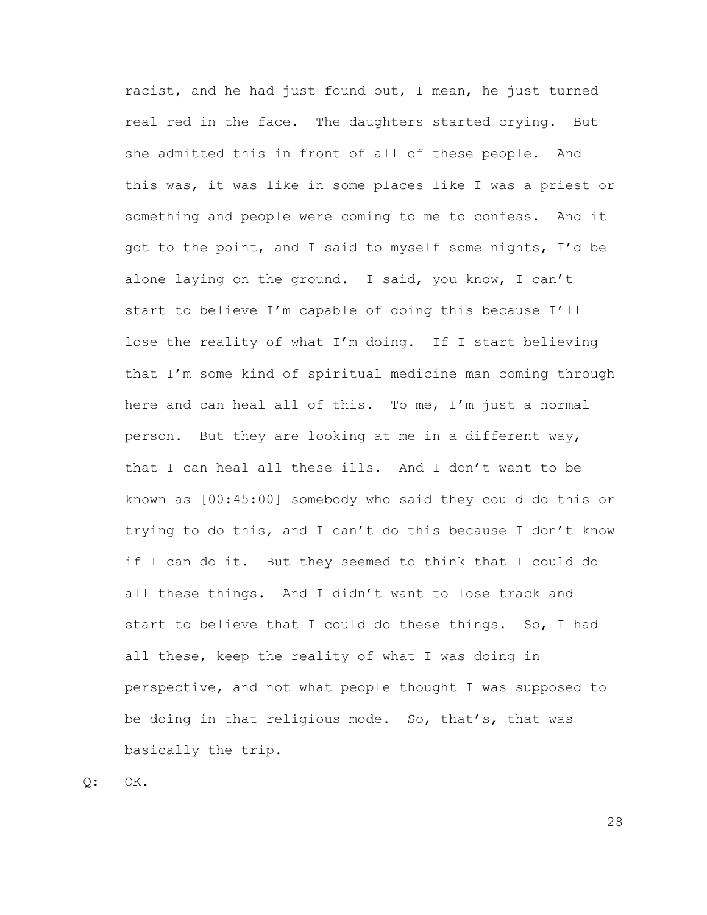racist, and he had just found out, I mean, he just turned real red in the face. The daughters started crying. But she admitted this in front of all of these people. And this was, it was like in some places like I was a priest or something and people were coming to me to confess. And it got to the point, and I said to myself some nights, I'd be alone laying on the ground. I said, you know, I can't start to believe I'm capable of doing this because I'll lose the reality of what I'm doing. If I start believing that I'm some kind of spiritual medicine man coming through here and can heal all of this. To me, I'm just a normal person. But they are looking at me in a different way, that I can heal all these ills. And I don't want to be known as [00:45:00] somebody who said they could do this or trying to do this, and I can't do this because I don't know if I can do it. But they seemed to think that I could do all these things. And I didn't want to lose track and start to believe that I could do these things. So, I had all these, keep the reality of what I was doing in perspective, and not what people thought I was supposed to be doing in that religious mode. So, that's, that was basically the trip.

Q: OK.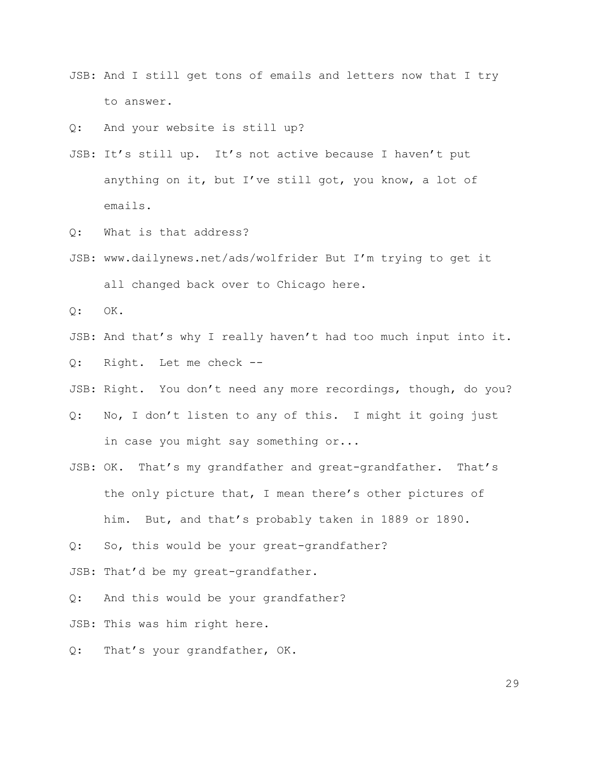JSB: And I still get tons of emails and letters now that I try to answer.

Q: And your website is still up?

JSB: It's still up. It's not active because I haven't put anything on it, but I've still got, you know, a lot of emails.

Q: What is that address?

JSB: www.dailynews.net/ads/wolfrider But I'm trying to get it all changed back over to Chicago here.

Q: OK.

JSB: And that's why I really haven't had too much input into it.

Q: Right. Let me check --

JSB: Right. You don't need any more recordings, though, do you?

Q: No, I don't listen to any of this. I might it going just in case you might say something or...

JSB: OK. That's my grandfather and great-grandfather. That's the only picture that, I mean there's other pictures of him. But, and that's probably taken in 1889 or 1890.

Q: So, this would be your great-grandfather?

JSB: That'd be my great-grandfather.

Q: And this would be your grandfather?

JSB: This was him right here.

Q: That's your grandfather, OK.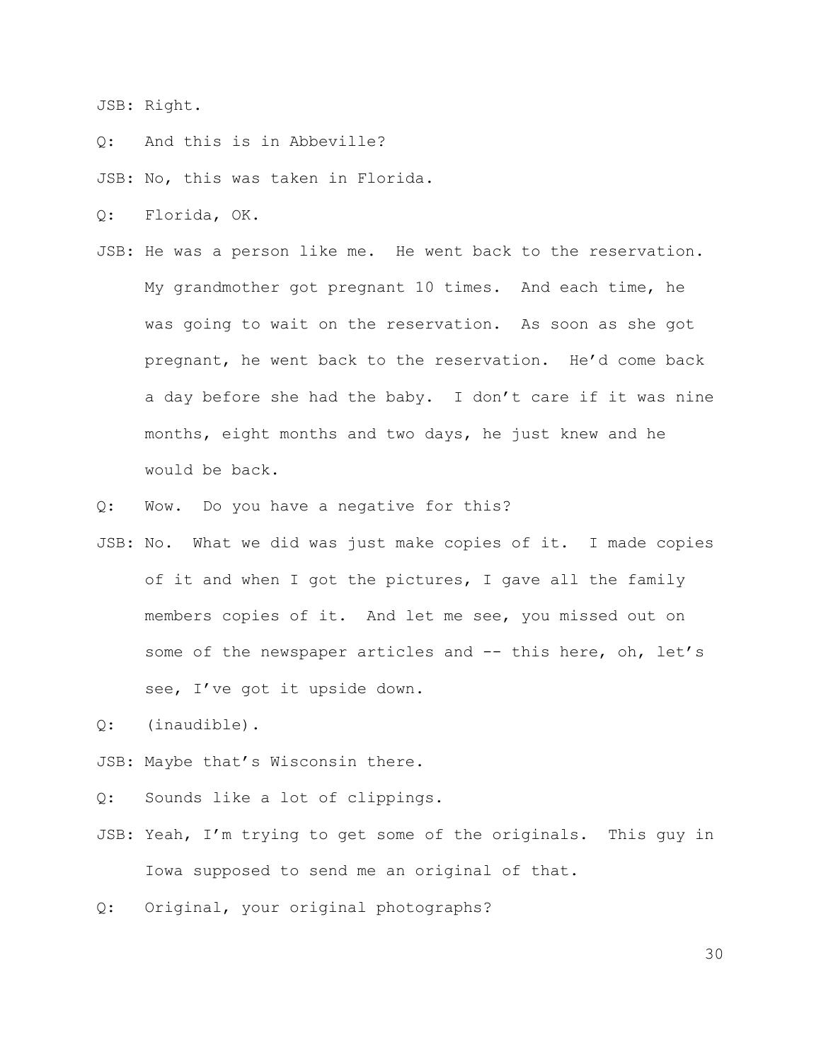JSB: Right.

Q: And this is in Abbeville?

JSB: No, this was taken in Florida.

Q: Florida, OK.

JSB: He was a person like me. He went back to the reservation. My grandmother got pregnant 10 times. And each time, he was going to wait on the reservation. As soon as she got pregnant, he went back to the reservation. He'd come back a day before she had the baby. I don't care if it was nine months, eight months and two days, he just knew and he would be back.

Q: Wow. Do you have a negative for this?

JSB: No. What we did was just make copies of it. I made copies of it and when I got the pictures, I gave all the family members copies of it. And let me see, you missed out on some of the newspaper articles and -- this here, oh, let's see, I've got it upside down.

Q: (inaudible).

JSB: Maybe that's Wisconsin there.

Q: Sounds like a lot of clippings.

JSB: Yeah, I'm trying to get some of the originals. This guy in Iowa supposed to send me an original of that.

Q: Original, your original photographs?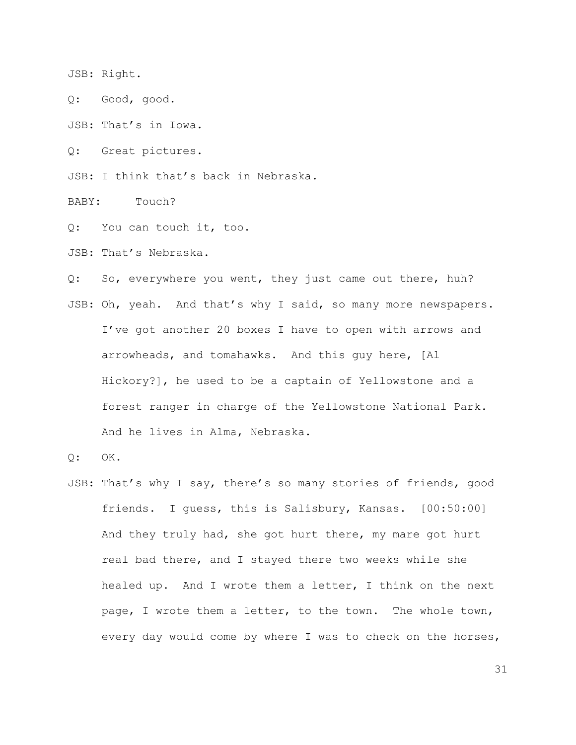JSB: Right.

Q: Good, good.

JSB: That's in Iowa.

Q: Great pictures.

JSB: I think that's back in Nebraska.

BABY: Touch?

Q: You can touch it, too.

JSB: That's Nebraska.

Q: So, everywhere you went, they just came out there, huh?

JSB: Oh, yeah. And that's why I said, so many more newspapers. I've got another 20 boxes I have to open with arrows and arrowheads, and tomahawks. And this guy here, [Al Hickory?], he used to be a captain of Yellowstone and a forest ranger in charge of the Yellowstone National Park. And he lives in Alma, Nebraska.

Q: OK.

JSB: That's why I say, there's so many stories of friends, good friends. I guess, this is Salisbury, Kansas. [00:50:00] And they truly had, she got hurt there, my mare got hurt real bad there, and I stayed there two weeks while she healed up. And I wrote them a letter, I think on the next page, I wrote them a letter, to the town. The whole town, every day would come by where I was to check on the horses,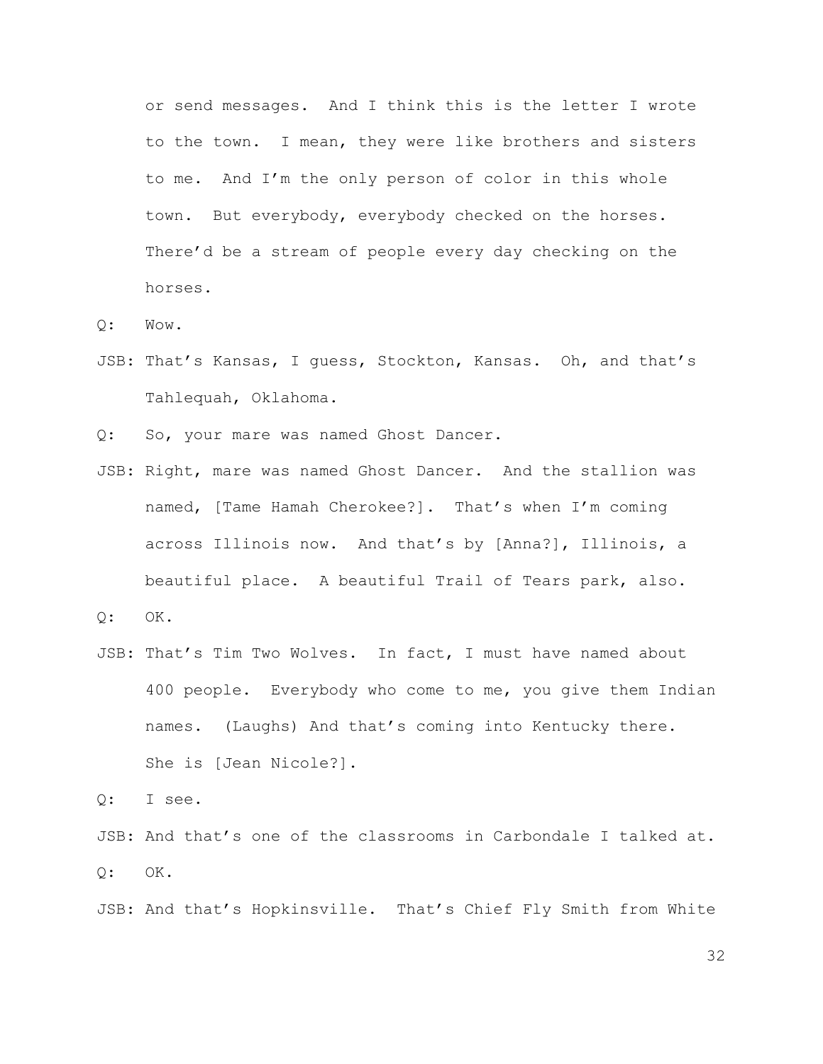or send messages. And I think this is the letter I wrote to the town. I mean, they were like brothers and sisters to me. And I'm the only person of color in this whole town. But everybody, everybody checked on the horses. There'd be a stream of people every day checking on the horses.

Q: Wow.

JSB: That's Kansas, I guess, Stockton, Kansas. Oh, and that's Tahlequah, Oklahoma.

Q: So, your mare was named Ghost Dancer.

JSB: Right, mare was named Ghost Dancer. And the stallion was named, [Tame Hamah Cherokee?]. That's when I'm coming across Illinois now. And that's by [Anna?], Illinois, a beautiful place. A beautiful Trail of Tears park, also.

Q: OK.

JSB: That's Tim Two Wolves. In fact, I must have named about 400 people. Everybody who come to me, you give them Indian names. (Laughs) And that's coming into Kentucky there. She is [Jean Nicole?].

Q: I see.

JSB: And that's one of the classrooms in Carbondale I talked at.

Q: OK.

JSB: And that's Hopkinsville. That's Chief Fly Smith from White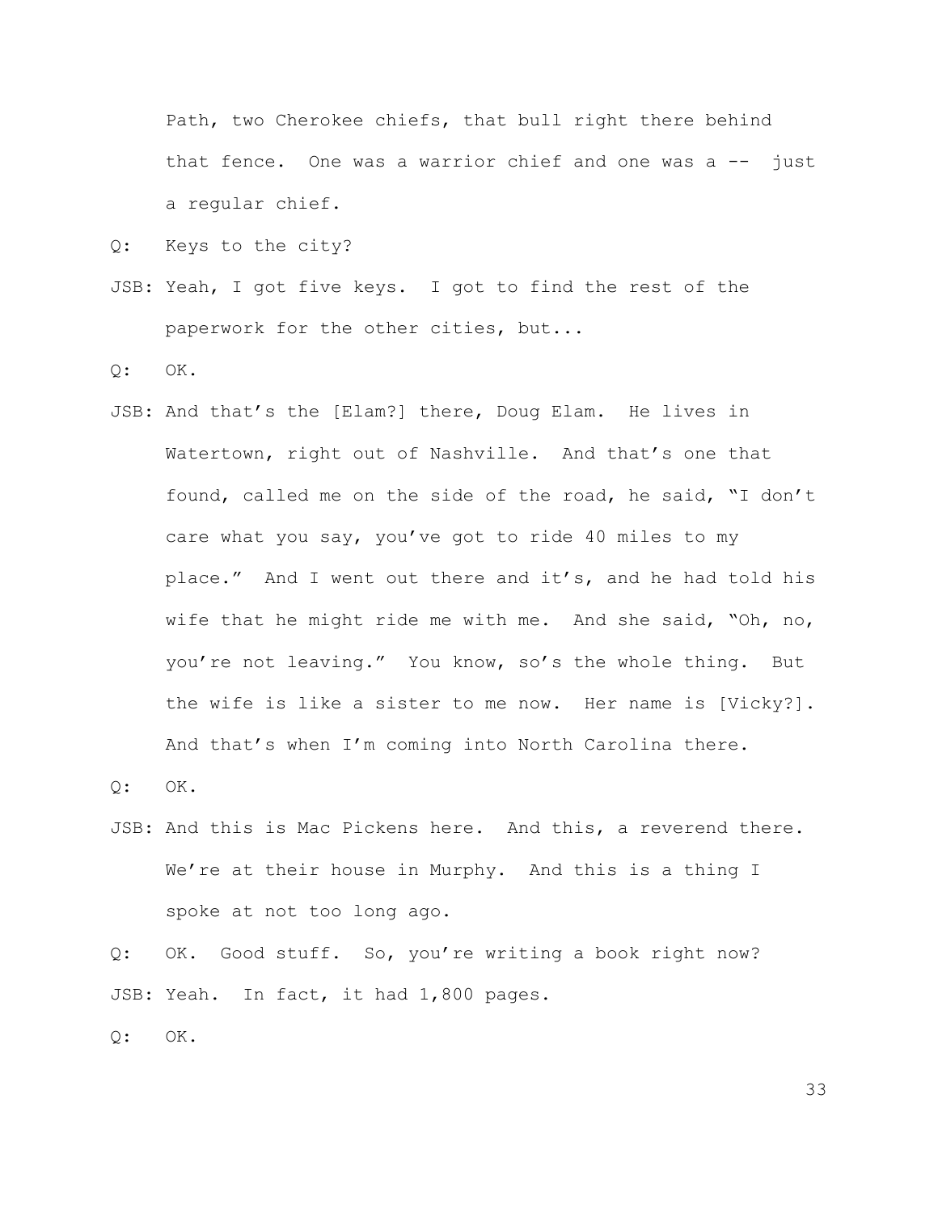Path, two Cherokee chiefs, that bull right there behind that fence. One was a warrior chief and one was a -- just a regular chief.

Q: Keys to the city?

JSB: Yeah, I got five keys. I got to find the rest of the paperwork for the other cities, but...

Q: OK.

JSB: And that's the [Elam?] there, Doug Elam. He lives in Watertown, right out of Nashville. And that's one that found, called me on the side of the road, he said, "I don't care what you say, you've got to ride 40 miles to my place." And I went out there and it's, and he had told his wife that he might ride me with me. And she said, "Oh, no, you're not leaving." You know, so's the whole thing. But the wife is like a sister to me now. Her name is [Vicky?]. And that's when I'm coming into North Carolina there.

Q: OK.

JSB: And this is Mac Pickens here. And this, a reverend there. We're at their house in Murphy. And this is a thing I spoke at not too long ago.

Q: OK. Good stuff. So, you're writing a book right now?

JSB: Yeah. In fact, it had 1,800 pages.

Q: OK.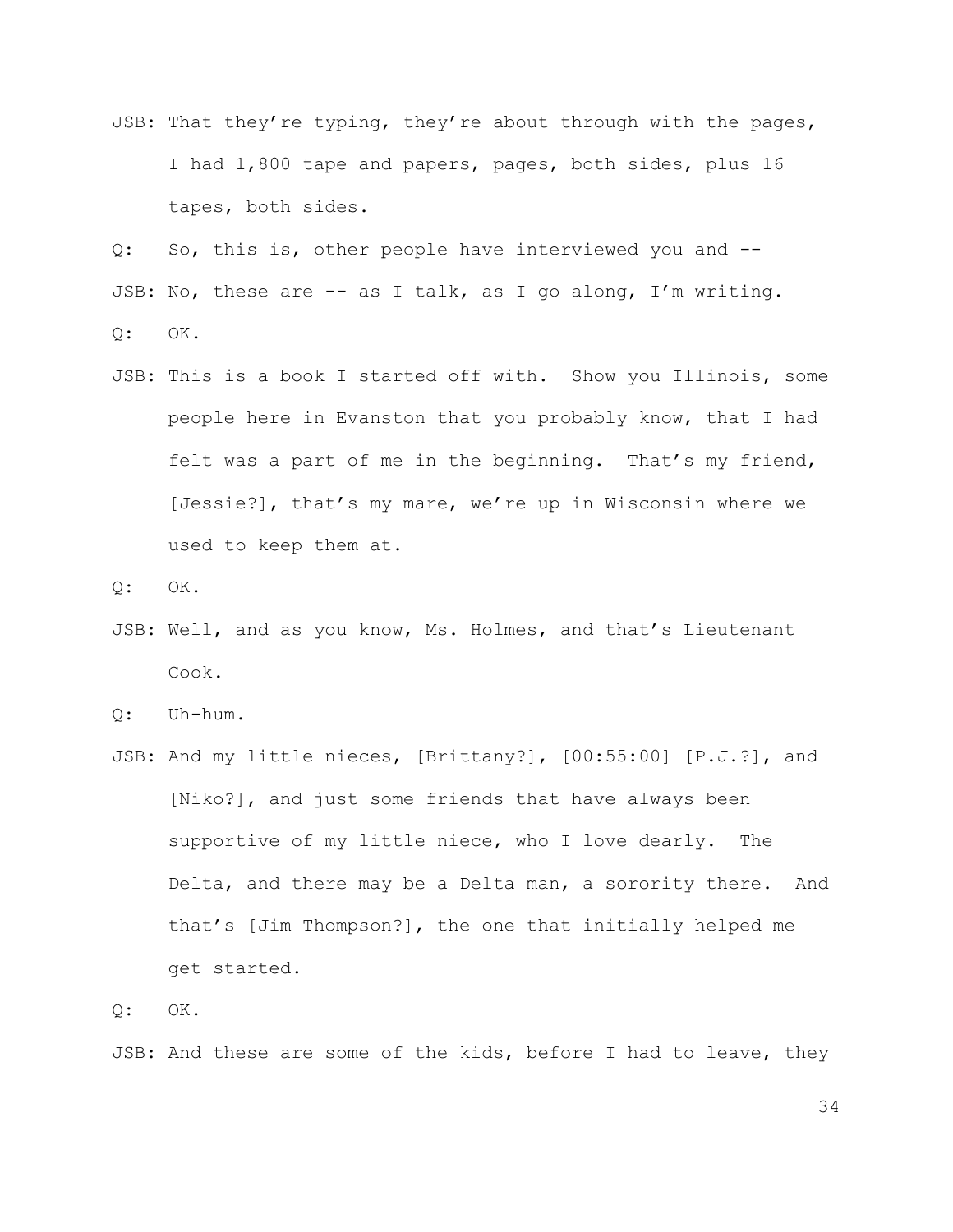JSB: That they're typing, they're about through with the pages, I had 1,800 tape and papers, pages, both sides, plus 16 tapes, both sides.

Q: So, this is, other people have interviewed you and --

JSB: No, these are -- as I talk, as I go along, I'm writing.

Q: OK.

JSB: This is a book I started off with. Show you Illinois, some people here in Evanston that you probably know, that I had felt was a part of me in the beginning. That's my friend, [Jessie?], that's my mare, we're up in Wisconsin where we used to keep them at.

Q: OK.

JSB: Well, and as you know, Ms. Holmes, and that's Lieutenant Cook.

Q: Uh-hum.

JSB: And my little nieces, [Brittany?], [00:55:00] [P.J.?], and [Niko?], and just some friends that have always been supportive of my little niece, who I love dearly. The Delta, and there may be a Delta man, a sorority there. And that's [Jim Thompson?], the one that initially helped me get started.

Q: OK.

JSB: And these are some of the kids, before I had to leave, they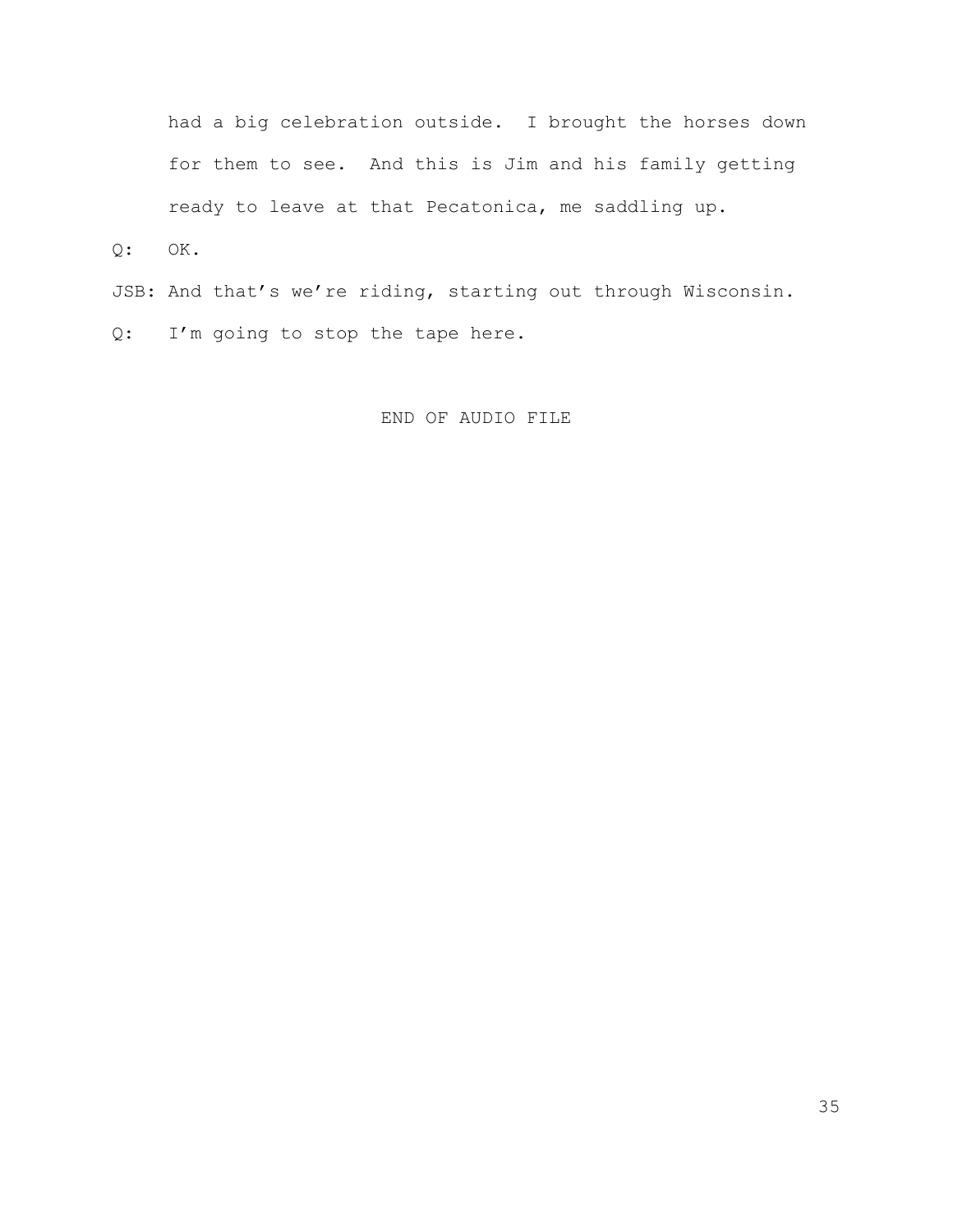had a big celebration outside. I brought the horses down for them to see. And this is Jim and his family getting ready to leave at that Pecatonica, me saddling up.

Q: OK.

JSB: And that's we're riding, starting out through Wisconsin.

Q: I'm going to stop the tape here.

END OF AUDIO FILE